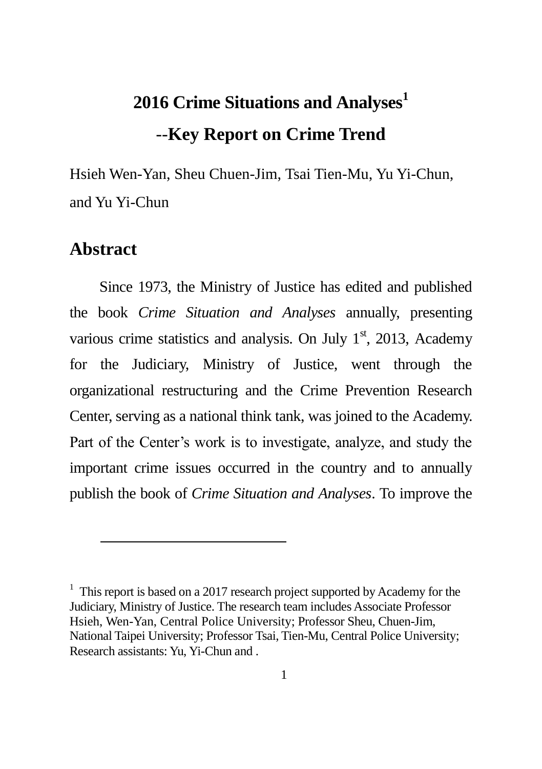# 2016 Crime Situations and Analyses[1]

# --Key Report on Crime Trend

Hsieh Wen-Yan, Sheu Chuen-Jim, Tsai Tien-Mu, Yu Yi-Chun, and Yu Yi-Chun

## Abstract

Since 1973, the Ministry of Justice has edited and published the book *Crime Situation and Analyses* annually, presenting various crime statistics and analysis. On July 1st, 2013, Academy for the Judiciary, Ministry of Justice, went through the organizational restructuring and the Crime Prevention Research Center, serving as a national think tank, was joined to the Academy. Part of the Center's work is to investigate, analyze, and study the important crime issues occurred in the country and to annually publish the book of *Crime Situation and Analyses*. To improve the

---

[1] This report is based on a 2017 research project supported by Academy for the Judiciary, Ministry of Justice. The research team includes Associate Professor Hsieh, Wen-Yan, Central Police University; Professor Sheu, Chuen-Jim, National Taipei University; Professor Tsai, Tien-Mu, Central Police University; Research assistants: Yu, Yi-Chun and .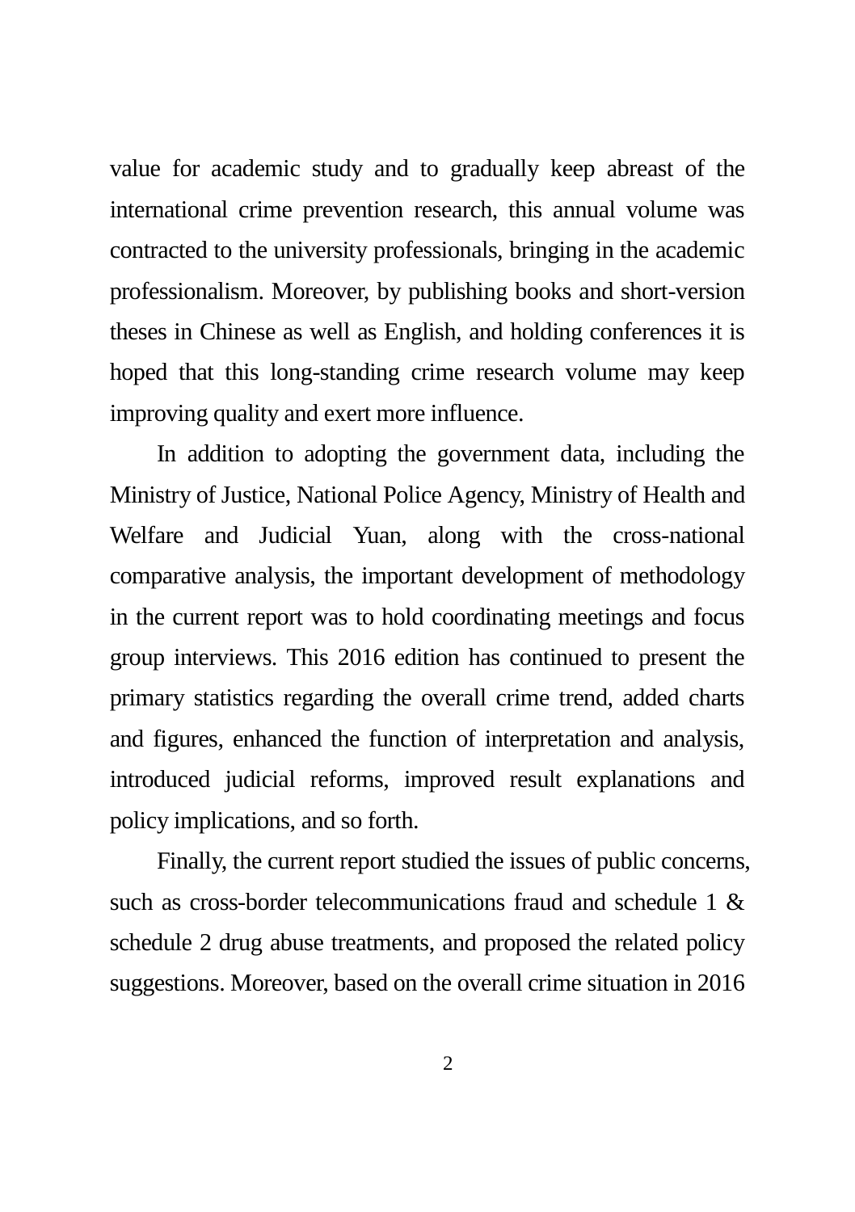value for academic study and to gradually keep abreast of the international crime prevention research, this annual volume was contracted to the university professionals, bringing in the academic professionalism. Moreover, by publishing books and short-version theses in Chinese as well as English, and holding conferences it is hoped that this long-standing crime research volume may keep improving quality and exert more influence.

In addition to adopting the government data, including the Ministry of Justice, National Police Agency, Ministry of Health and Welfare and Judicial Yuan, along with the cross-national comparative analysis, the important development of methodology in the current report was to hold coordinating meetings and focus group interviews. This 2016 edition has continued to present the primary statistics regarding the overall crime trend, added charts and figures, enhanced the function of interpretation and analysis, introduced judicial reforms, improved result explanations and policy implications, and so forth.

Finally, the current report studied the issues of public concerns, such as cross-border telecommunications fraud and schedule 1 & schedule 2 drug abuse treatments, and proposed the related policy suggestions. Moreover, based on the overall crime situation in 2016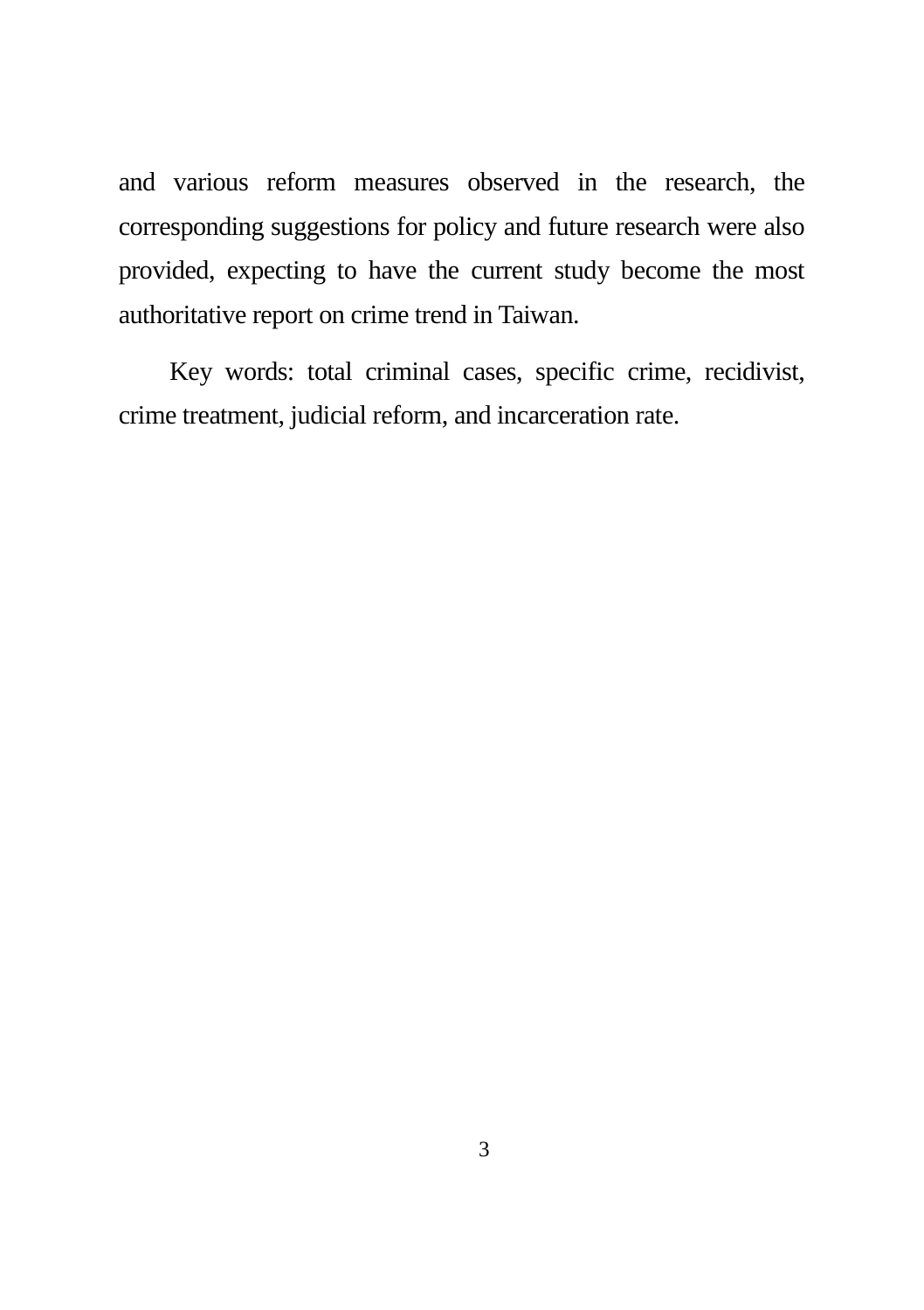and various reform measures observed in the research, the corresponding suggestions for policy and future research were also provided, expecting to have the current study become the most authoritative report on crime trend in Taiwan.

Key words: total criminal cases, specific crime, recidivist, crime treatment, judicial reform, and incarceration rate.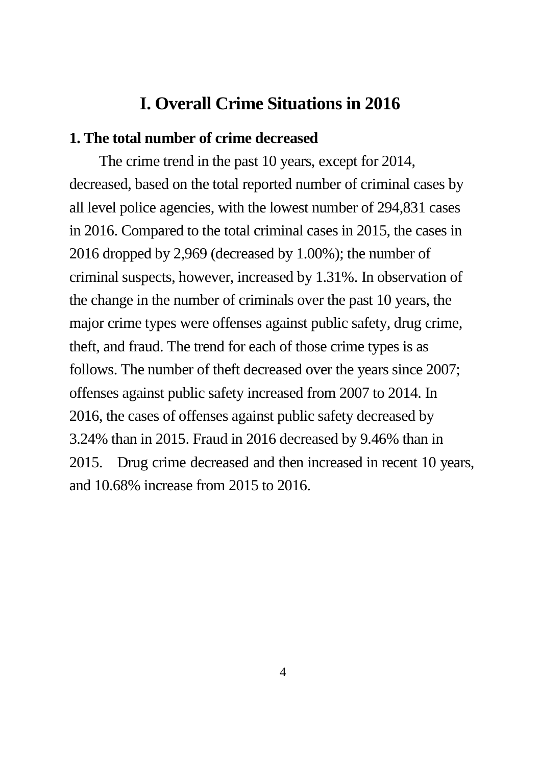# I. Overall Crime Situations in 2016

## 1. The total number of crime decreased

The crime trend in the past 10 years, except for 2014, decreased, based on the total reported number of criminal cases by all level police agencies, with the lowest number of 294,831 cases in 2016. Compared to the total criminal cases in 2015, the cases in 2016 dropped by 2,969 (decreased by 1.00%); the number of criminal suspects, however, increased by 1.31%. In observation of the change in the number of criminals over the past 10 years, the major crime types were offenses against public safety, drug crime, theft, and fraud. The trend for each of those crime types is as follows. The number of theft decreased over the years since 2007; offenses against public safety increased from 2007 to 2014. In 2016, the cases of offenses against public safety decreased by 3.24% than in 2015. Fraud in 2016 decreased by 9.46% than in 2015. Drug crime decreased and then increased in recent 10 years, and 10.68% increase from 2015 to 2016.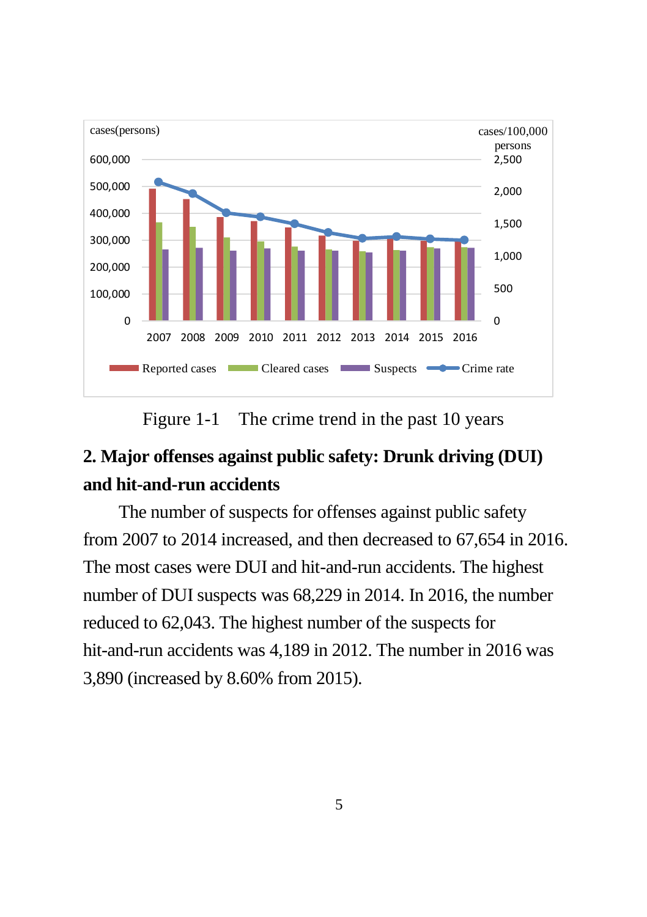Figure 1-1 The crime trend in the past 10 years

## 2. Major offenses against public safety: Drunk driving (DUI) and hit-and-run accidents

The number of suspects for offenses against public safety from 2007 to 2014 increased, and then decreased to 67,654 in 2016. The most cases were DUI and hit-and-run accidents. The highest number of DUI suspects was 68,229 in 2014. In 2016, the number reduced to 62,043. The highest number of the suspects for hit-and-run accidents was 4,189 in 2012. The number in 2016 was 3,890 (increased by 8.60% from 2015).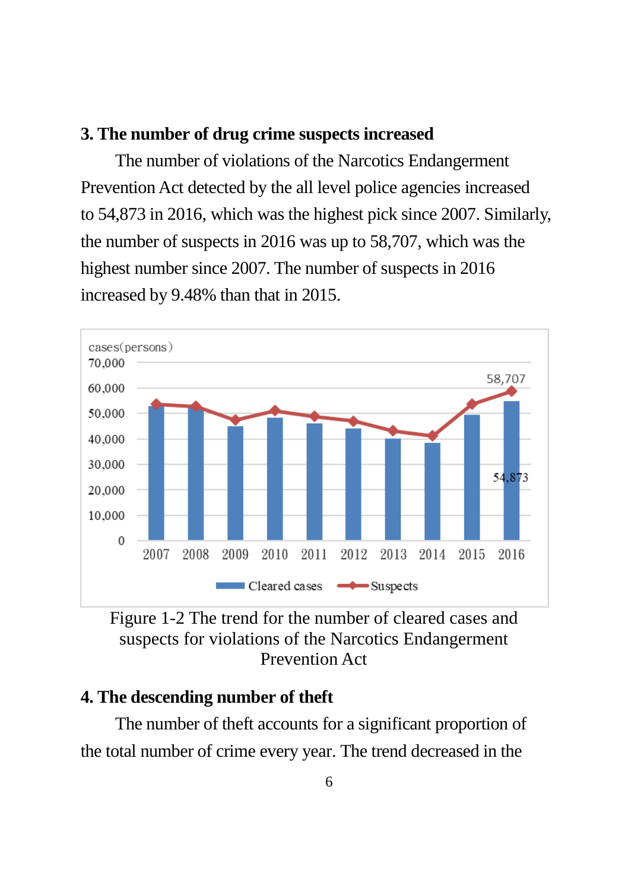### 3. The number of drug crime suspects increased

The number of violations of the Narcotics Endangerment Prevention Act detected by the all level police agencies increased to 54,873 in 2016, which was the highest pick since 2007. Similarly, the number of suspects in 2016 was up to 58,707, which was the highest number since 2007. The number of suspects in 2016 increased by 9.48% than that in 2015.

Figure 1-2 The trend for the number of cleared cases and suspects for violations of the Narcotics Endangerment Prevention Act

### 4. The descending number of theft

The number of theft accounts for a significant proportion of the total number of crime every year. The trend decreased in the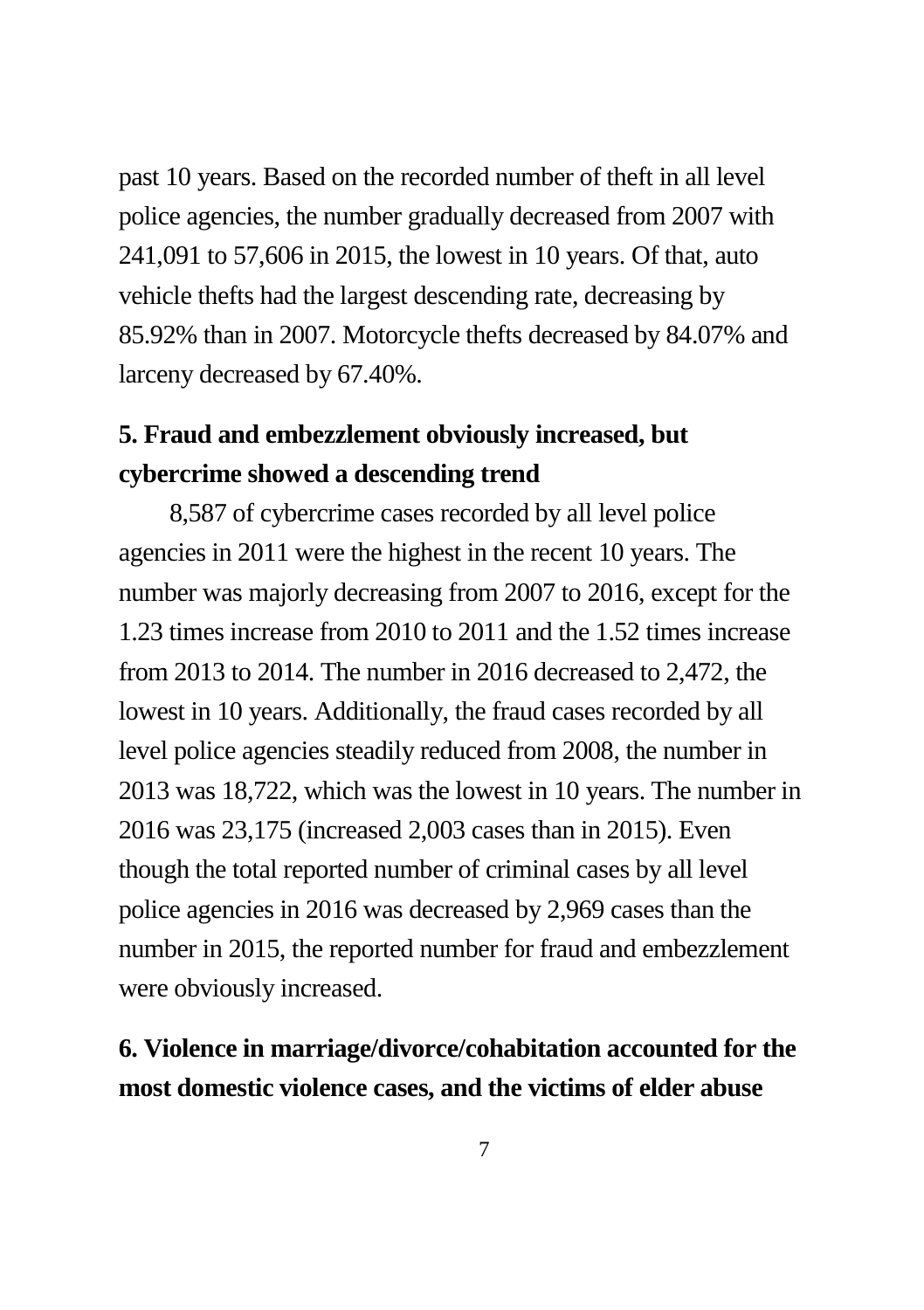past 10 years. Based on the recorded number of theft in all level police agencies, the number gradually decreased from 2007 with 241,091 to 57,606 in 2015, the lowest in 10 years. Of that, auto vehicle thefts had the largest descending rate, decreasing by 85.92% than in 2007. Motorcycle thefts decreased by 84.07% and larceny decreased by 67.40%.

**5. Fraud and embezzlement obviously increased, but cybercrime showed a descending trend**

8,587 of cybercrime cases recorded by all level police agencies in 2011 were the highest in the recent 10 years. The number was majorly decreasing from 2007 to 2016, except for the 1.23 times increase from 2010 to 2011 and the 1.52 times increase from 2013 to 2014. The number in 2016 decreased to 2,472, the lowest in 10 years. Additionally, the fraud cases recorded by all level police agencies steadily reduced from 2008, the number in 2013 was 18,722, which was the lowest in 10 years. The number in 2016 was 23,175 (increased 2,003 cases than in 2015). Even though the total reported number of criminal cases by all level police agencies in 2016 was decreased by 2,969 cases than the number in 2015, the reported number for fraud and embezzlement were obviously increased.

**6. Violence in marriage/divorce/cohabitation accounted for the most domestic violence cases, and the victims of elder abuse**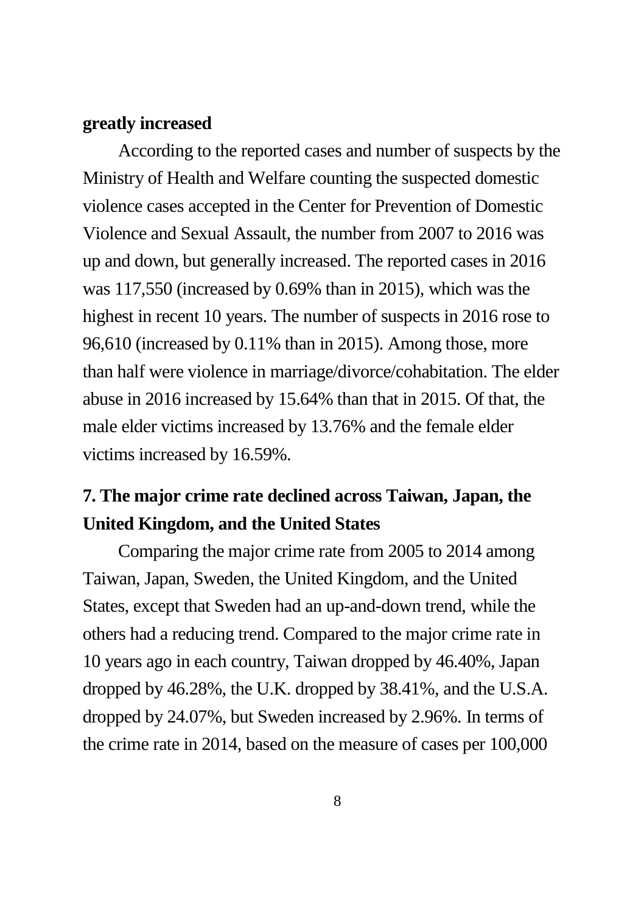**greatly increased**

According to the reported cases and number of suspects by the Ministry of Health and Welfare counting the suspected domestic violence cases accepted in the Center for Prevention of Domestic Violence and Sexual Assault, the number from 2007 to 2016 was up and down, but generally increased. The reported cases in 2016 was 117,550 (increased by 0.69% than in 2015), which was the highest in recent 10 years. The number of suspects in 2016 rose to 96,610 (increased by 0.11% than in 2015). Among those, more than half were violence in marriage/divorce/cohabitation. The elder abuse in 2016 increased by 15.64% than that in 2015. Of that, the male elder victims increased by 13.76% and the female elder victims increased by 16.59%.

## 7. The major crime rate declined across Taiwan, Japan, the United Kingdom, and the United States

Comparing the major crime rate from 2005 to 2014 among Taiwan, Japan, Sweden, the United Kingdom, and the United States, except that Sweden had an up-and-down trend, while the others had a reducing trend. Compared to the major crime rate in 10 years ago in each country, Taiwan dropped by 46.40%, Japan dropped by 46.28%, the U.K. dropped by 38.41%, and the U.S.A. dropped by 24.07%, but Sweden increased by 2.96%. In terms of the crime rate in 2014, based on the measure of cases per 100,000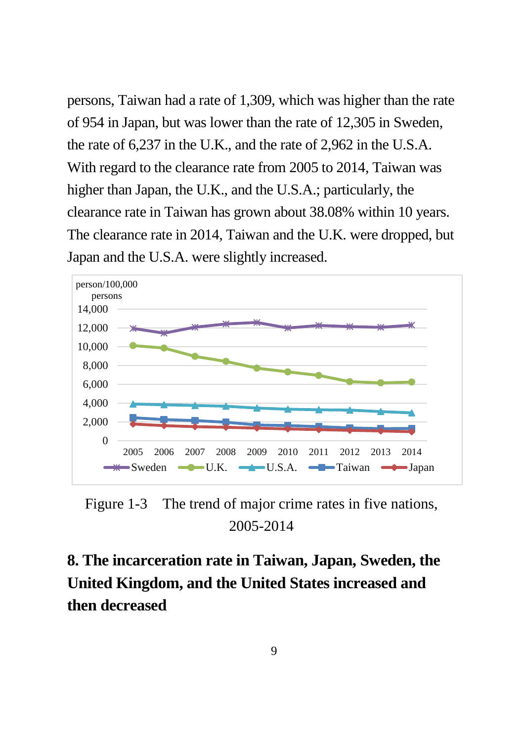persons, Taiwan had a rate of 1,309, which was higher than the rate of 954 in Japan, but was lower than the rate of 12,305 in Sweden, the rate of 6,237 in the U.K., and the rate of 2,962 in the U.S.A. With regard to the clearance rate from 2005 to 2014, Taiwan was higher than Japan, the U.K., and the U.S.A.; particularly, the clearance rate in Taiwan has grown about 38.08% within 10 years. The clearance rate in 2014, Taiwan and the U.K. were dropped, but Japan and the U.S.A. were slightly increased.

Figure 1-3 The trend of major crime rates in five nations, 2005-2014

## 8. The incarceration rate in Taiwan, Japan, Sweden, the United Kingdom, and the United States increased and then decreased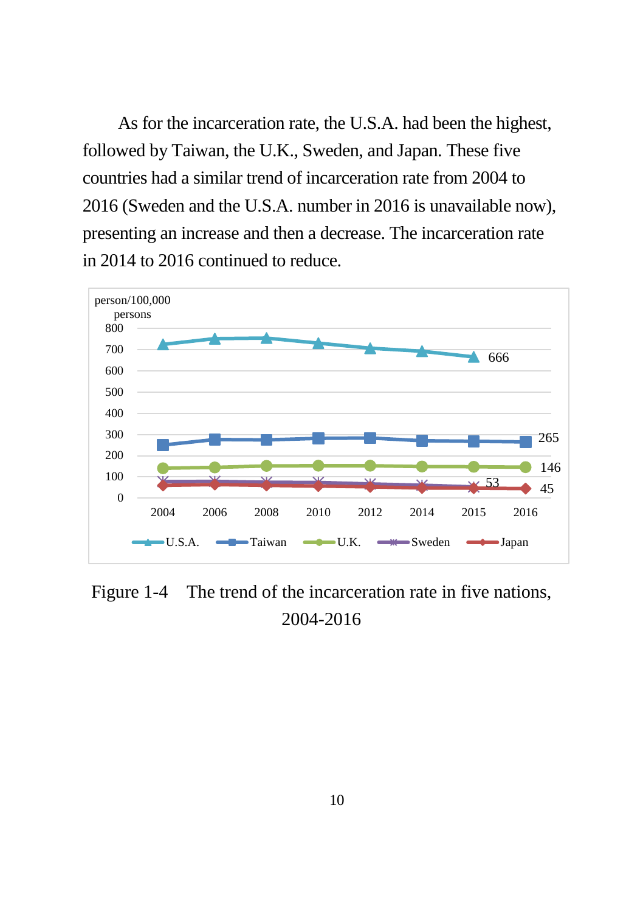As for the incarceration rate, the U.S.A. had been the highest, followed by Taiwan, the U.K., Sweden, and Japan. These five countries had a similar trend of incarceration rate from 2004 to 2016 (Sweden and the U.S.A. number in 2016 is unavailable now), presenting an increase and then a decrease. The incarceration rate in 2014 to 2016 continued to reduce.

Figure 1-4 The trend of the incarceration rate in five nations, 2004-2016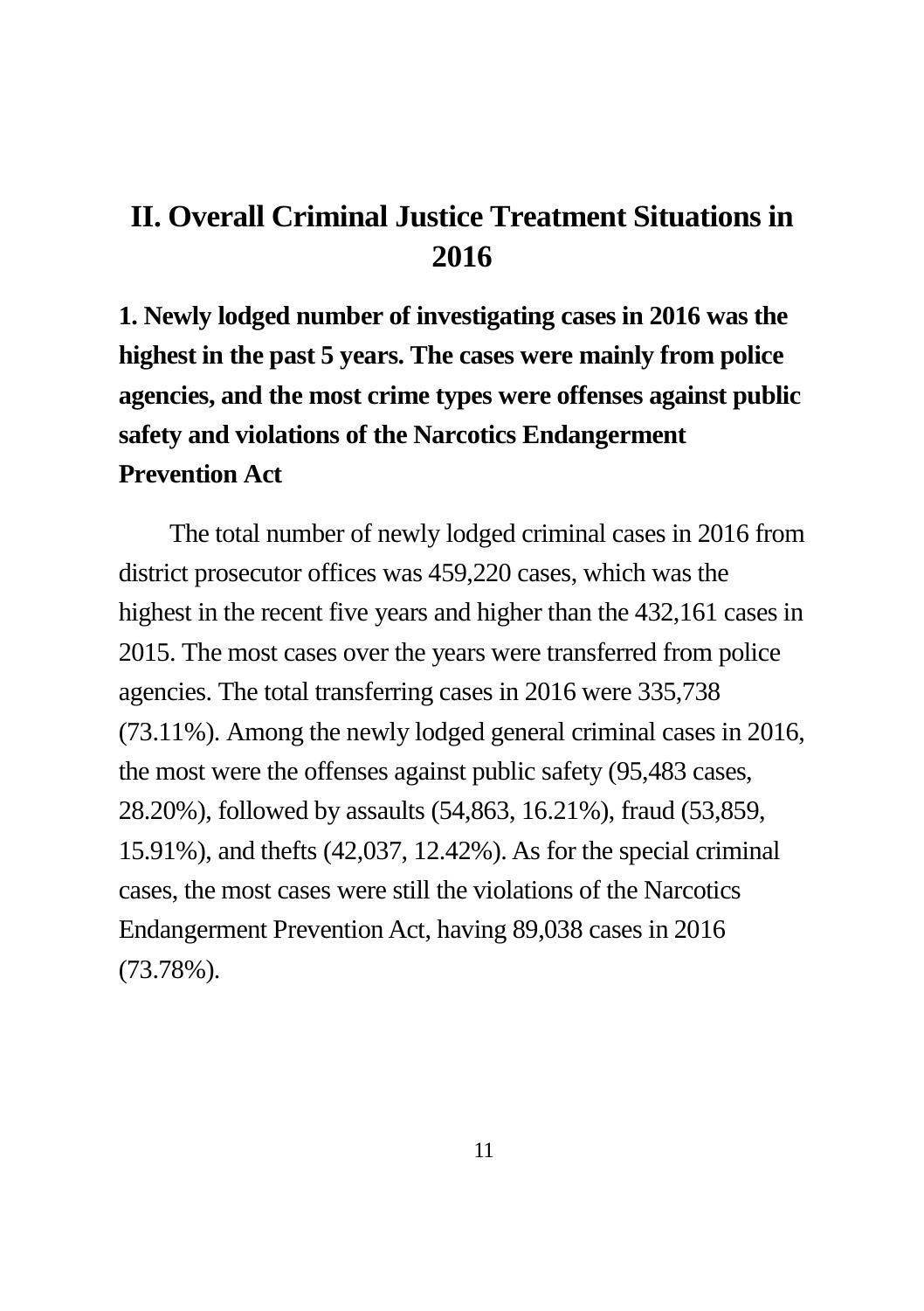# II. Overall Criminal Justice Treatment Situations in 2016

## 1. Newly lodged number of investigating cases in 2016 was the highest in the past 5 years. The cases were mainly from police agencies, and the most crime types were offenses against public safety and violations of the Narcotics Endangerment Prevention Act

The total number of newly lodged criminal cases in 2016 from district prosecutor offices was 459,220 cases, which was the highest in the recent five years and higher than the 432,161 cases in 2015. The most cases over the years were transferred from police agencies. The total transferring cases in 2016 were 335,738 (73.11%). Among the newly lodged general criminal cases in 2016, the most were the offenses against public safety (95,483 cases, 28.20%), followed by assaults (54,863, 16.21%), fraud (53,859, 15.91%), and thefts (42,037, 12.42%). As for the special criminal cases, the most cases were still the violations of the Narcotics Endangerment Prevention Act, having 89,038 cases in 2016 (73.78%).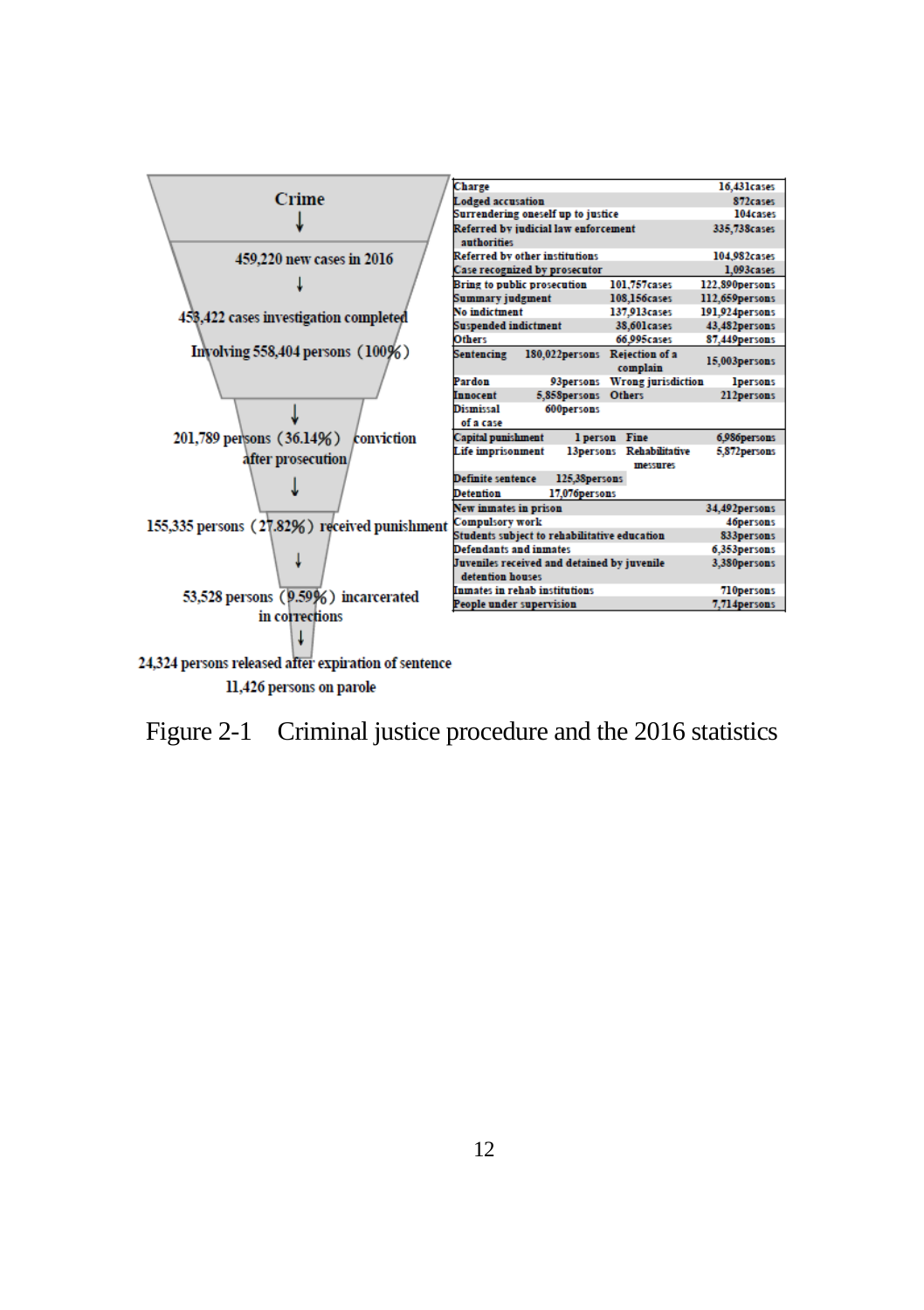Crime

↓

459,220 new cases in 2016

↓

458,422 cases investigation completed

Involving 558,404 persons (100%)

↓

201,789 persons (36.14%) conviction after prosecution

↓

155,335 persons (27.82%) received punishment

↓

53,528 persons (9.59%) incarcerated in corrections

↓

24,324 persons released after expiration of sentence

11,426 persons on parole

| | | | |
|---|---|---|---|
| Charge | | | 16,431cases |
| Lodged accusation | | | 872cases |
| Surrendering oneself up to justice | | | 104cases |
| Referred by judicial law enforcement authorities | | | 335,738cases |
| Referred by other institutions | | | 104,982cases |
| Case recognized by prosecutor | | | 1,093cases |
| Bring to public prosecution | | 101,757cases | 122,890persons |
| Summary judgment | | 108,156cases | 112,659persons |
| No indictment | | 137,913cases | 191,924persons |
| Suspended indictment | | 38,601cases | 43,482persons |
| Others | | 66,995cases | 87,449persons |
| Sentencing | 180,022persons | Rejection of a complain | 15,003persons |
| Pardon | 93persons | Wrong jurisdiction | 1persons |
| Innocent | 5,858persons | Others | 212persons |
| Dismissal of a case | 600persons | | |
| Capital punishment | 1 person | Fine | 6,986persons |
| Life imprisonment | 13persons | Rehabilitative messures | 5,872persons |
| Definite sentence | 125,38persons | | |
| Detention | 17,076persons | | |
| New inmates in prison | | | 34,492persons |
| Compulsory work | | | 46persons |
| Students subject to rehabilitative education | | | 833persons |
| Defendants and inmates | | | 6,353persons |
| Juveniles received and detained by juvenile detention houses | | | 3,380persons |
| Inmates in rehab institutions | | | 710persons |
| People under supervision | | | 7,714persons |

Figure 2-1 Criminal justice procedure and the 2016 statistics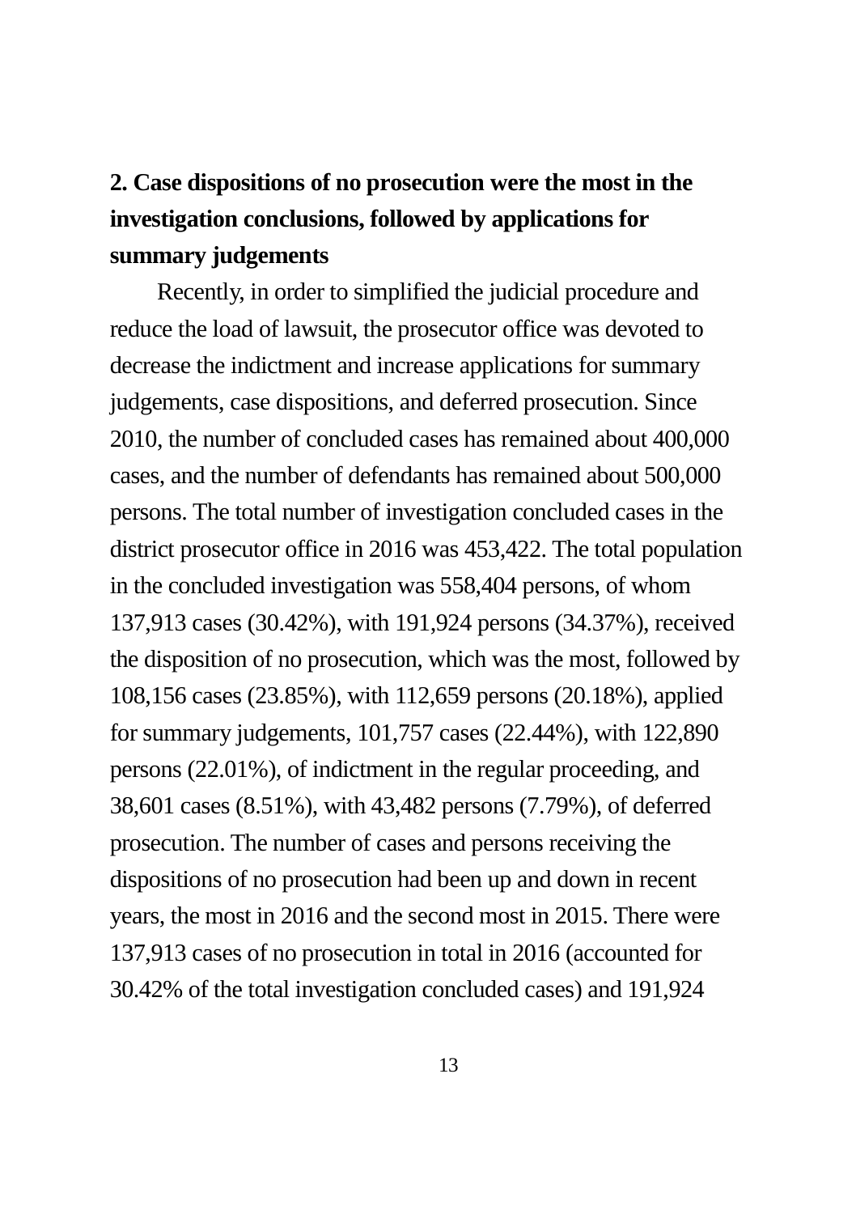## 2. Case dispositions of no prosecution were the most in the investigation conclusions, followed by applications for summary judgements

Recently, in order to simplified the judicial procedure and reduce the load of lawsuit, the prosecutor office was devoted to decrease the indictment and increase applications for summary judgements, case dispositions, and deferred prosecution. Since 2010, the number of concluded cases has remained about 400,000 cases, and the number of defendants has remained about 500,000 persons. The total number of investigation concluded cases in the district prosecutor office in 2016 was 453,422. The total population in the concluded investigation was 558,404 persons, of whom 137,913 cases (30.42%), with 191,924 persons (34.37%), received the disposition of no prosecution, which was the most, followed by 108,156 cases (23.85%), with 112,659 persons (20.18%), applied for summary judgements, 101,757 cases (22.44%), with 122,890 persons (22.01%), of indictment in the regular proceeding, and 38,601 cases (8.51%), with 43,482 persons (7.79%), of deferred prosecution. The number of cases and persons receiving the dispositions of no prosecution had been up and down in recent years, the most in 2016 and the second most in 2015. There were 137,913 cases of no prosecution in total in 2016 (accounted for 30.42% of the total investigation concluded cases) and 191,924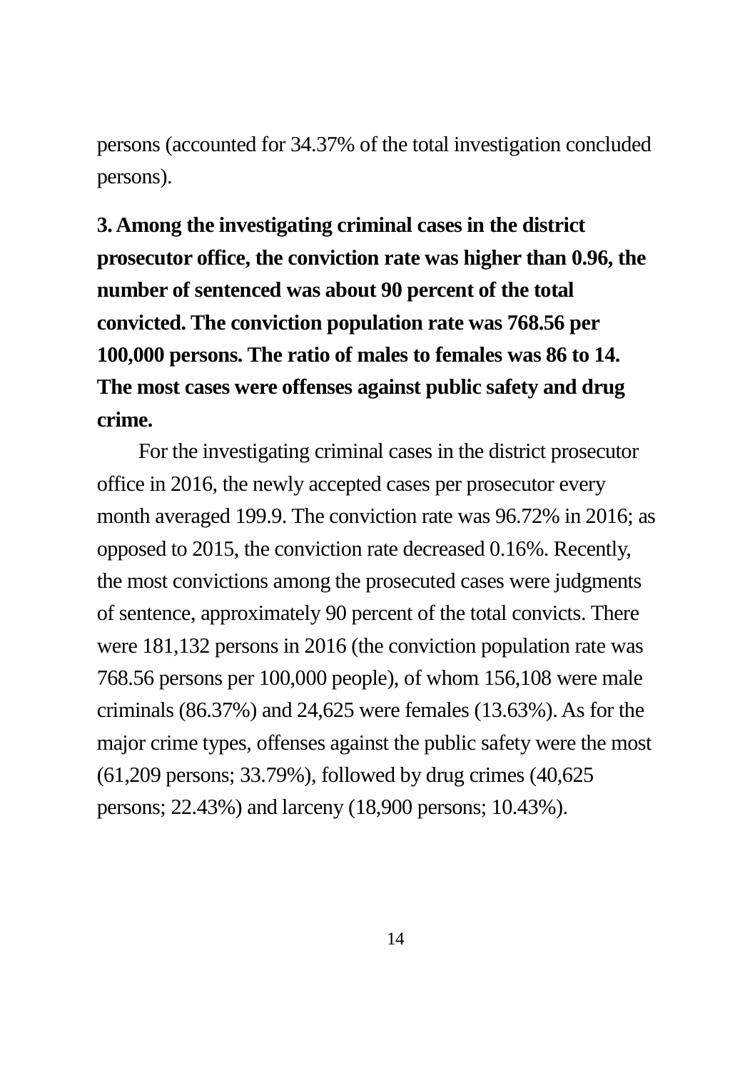persons (accounted for 34.37% of the total investigation concluded persons).

**3. Among the investigating criminal cases in the district prosecutor office, the conviction rate was higher than 0.96, the number of sentenced was about 90 percent of the total convicted. The conviction population rate was 768.56 per 100,000 persons. The ratio of males to females was 86 to 14. The most cases were offenses against public safety and drug crime.**

For the investigating criminal cases in the district prosecutor office in 2016, the newly accepted cases per prosecutor every month averaged 199.9. The conviction rate was 96.72% in 2016; as opposed to 2015, the conviction rate decreased 0.16%. Recently, the most convictions among the prosecuted cases were judgments of sentence, approximately 90 percent of the total convicts. There were 181,132 persons in 2016 (the conviction population rate was 768.56 persons per 100,000 people), of whom 156,108 were male criminals (86.37%) and 24,625 were females (13.63%). As for the major crime types, offenses against the public safety were the most (61,209 persons; 33.79%), followed by drug crimes (40,625 persons; 22.43%) and larceny (18,900 persons; 10.43%).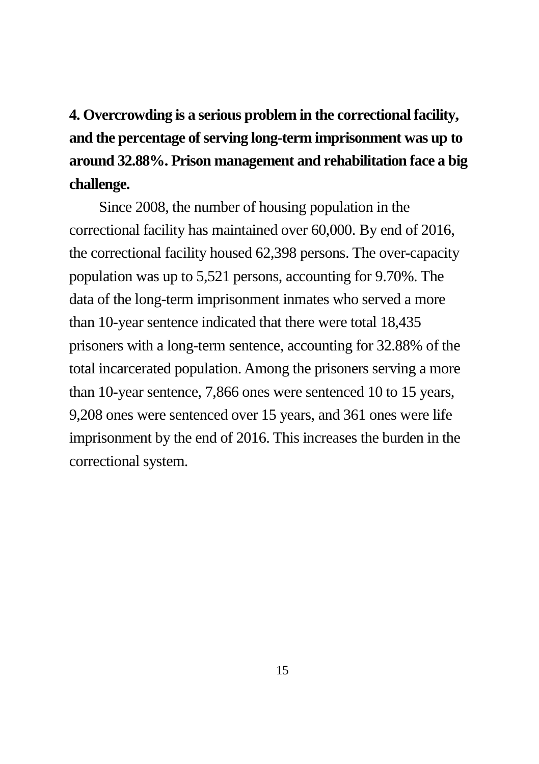**4. Overcrowding is a serious problem in the correctional facility, and the percentage of serving long-term imprisonment was up to around 32.88%. Prison management and rehabilitation face a big challenge.**

Since 2008, the number of housing population in the correctional facility has maintained over 60,000. By end of 2016, the correctional facility housed 62,398 persons. The over-capacity population was up to 5,521 persons, accounting for 9.70%. The data of the long-term imprisonment inmates who served a more than 10-year sentence indicated that there were total 18,435 prisoners with a long-term sentence, accounting for 32.88% of the total incarcerated population. Among the prisoners serving a more than 10-year sentence, 7,866 ones were sentenced 10 to 15 years, 9,208 ones were sentenced over 15 years, and 361 ones were life imprisonment by the end of 2016. This increases the burden in the correctional system.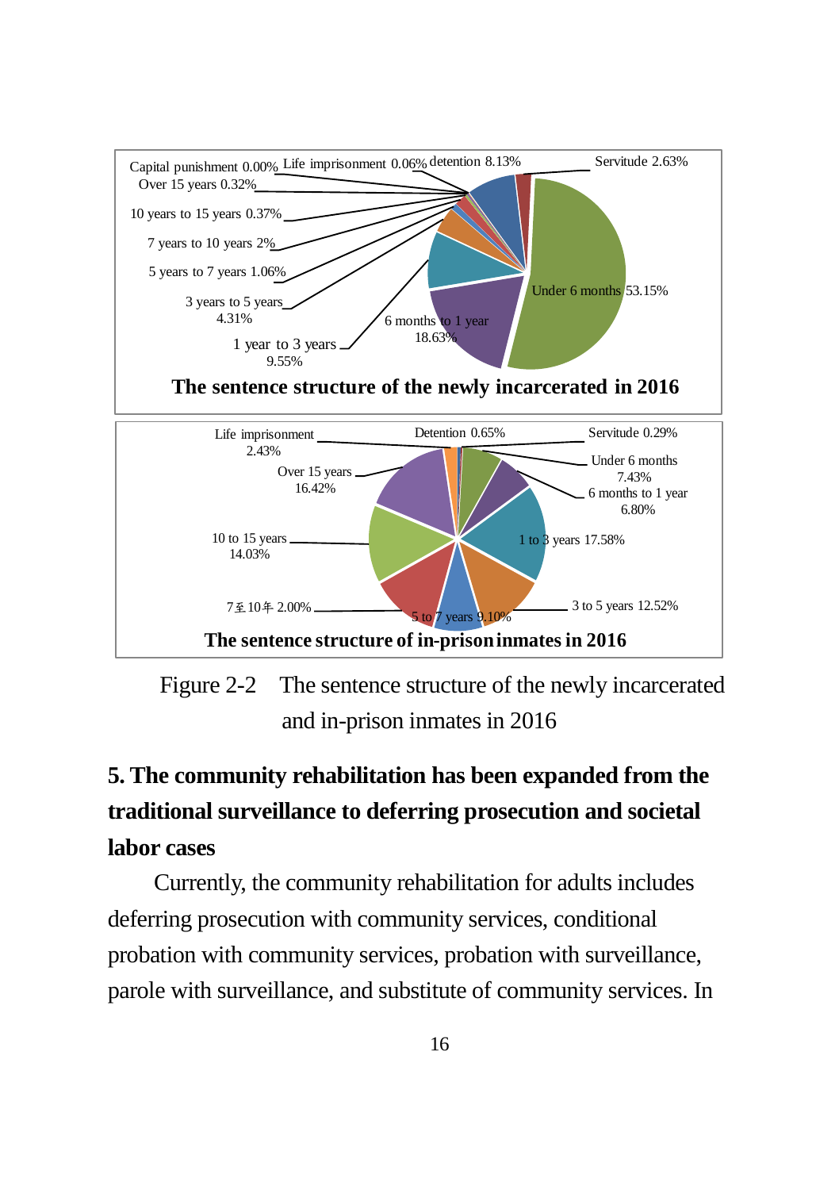Capital punishment 0.00% Life imprisonment 0.06% detention 8.13% Servitude 2.63%
Over 15 years 0.32%
10 years to 15 years 0.37%
7 years to 10 years 2%
5 years to 7 years 1.06%
3 years to 5 years 4.31%
1 year to 3 years 9.55%
6 months to 1 year 18.63%
Under 6 months 53.15%

**The sentence structure of the newly incarcerated in 2016**

Life imprisonment 2.43% Detention 0.65% Servitude 0.29%
Over 15 years 16.42%
Under 6 months 7.43%
6 months to 1 year 6.80%
10 to 15 years 14.03%
1 to 3 years 17.58%
7至10年 2.00%
5 to 7 years 9.10%
3 to 5 years 12.52%

**The sentence structure of in-prison inmates in 2016**

Figure 2-2 The sentence structure of the newly incarcerated and in-prison inmates in 2016

**5. The community rehabilitation has been expanded from the traditional surveillance to deferring prosecution and societal labor cases**

Currently, the community rehabilitation for adults includes deferring prosecution with community services, conditional probation with community services, probation with surveillance, parole with surveillance, and substitute of community services. In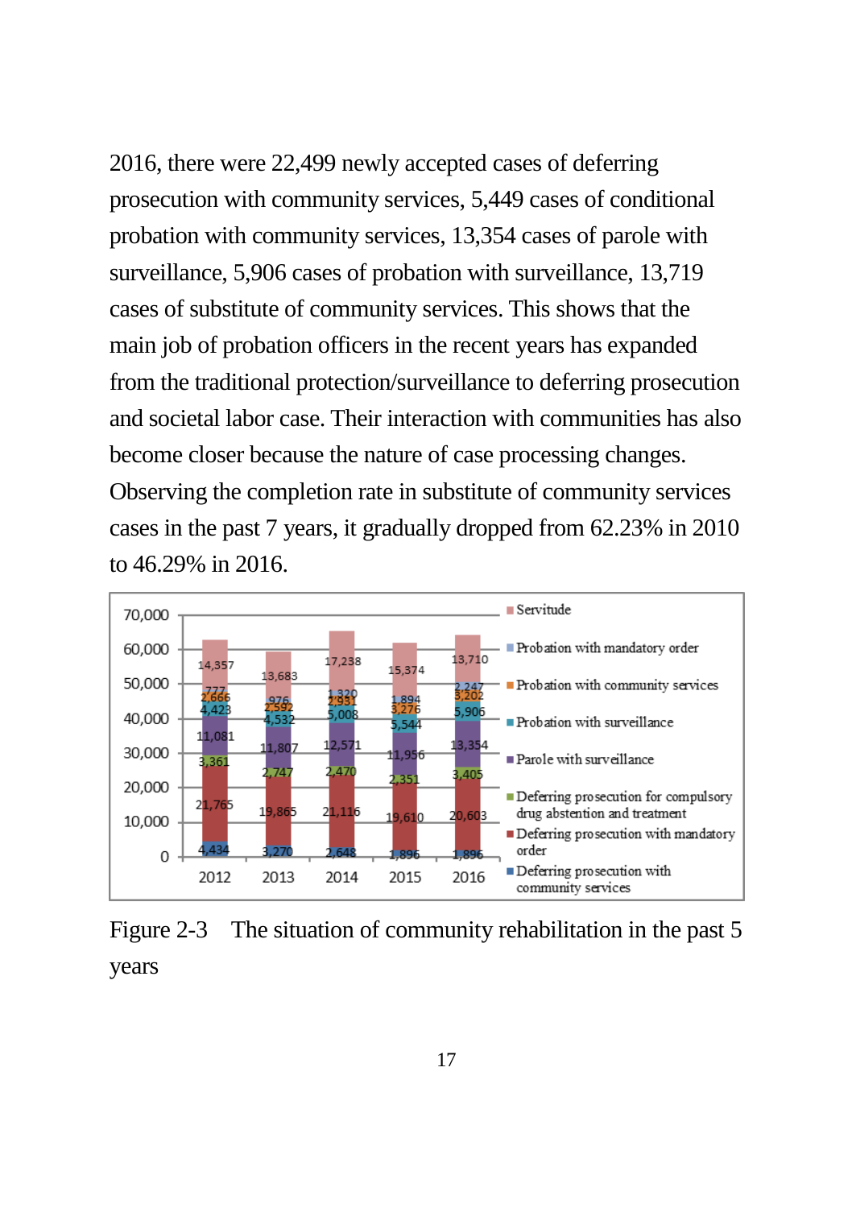2016, there were 22,499 newly accepted cases of deferring prosecution with community services, 5,449 cases of conditional probation with community services, 13,354 cases of parole with surveillance, 5,906 cases of probation with surveillance, 13,719 cases of substitute of community services. This shows that the main job of probation officers in the recent years has expanded from the traditional protection/surveillance to deferring prosecution and societal labor case. Their interaction with communities has also become closer because the nature of case processing changes. Observing the completion rate in substitute of community services cases in the past 7 years, it gradually dropped from 62.23% in 2010 to 46.29% in 2016.

| | 2012 | 2013 | 2014 | 2015 | 2016 |
|---|---|---|---|---|---|
| Servitude | 14,357 | 13,683 | 17,238 | 15,374 | 13,710 |
| Probation with mandatory order | 777 | 976 | 1,320 | 1,894 | 2,247 |
| Probation with community services | 2,666 | 2,592 | 2,931 | 3,276 | 3,202 |
| Probation with surveillance | 4,423 | 4,532 | 5,008 | 5,544 | 5,906 |
| Parole with surveillance | 11,081 | 11,807 | 12,571 | 11,956 | 13,354 |
| Deferring prosecution for compulsory drug abstention and treatment | 3,361 | 2,747 | 2,470 | 2,351 | 3,405 |
| Deferring prosecution with mandatory order | 21,765 | 19,865 | 21,116 | 19,610 | 20,603 |
| Deferring prosecution with community services | 4,434 | 3,270 | 2,648 | 1,896 | 1,896 |

Figure 2-3 The situation of community rehabilitation in the past 5 years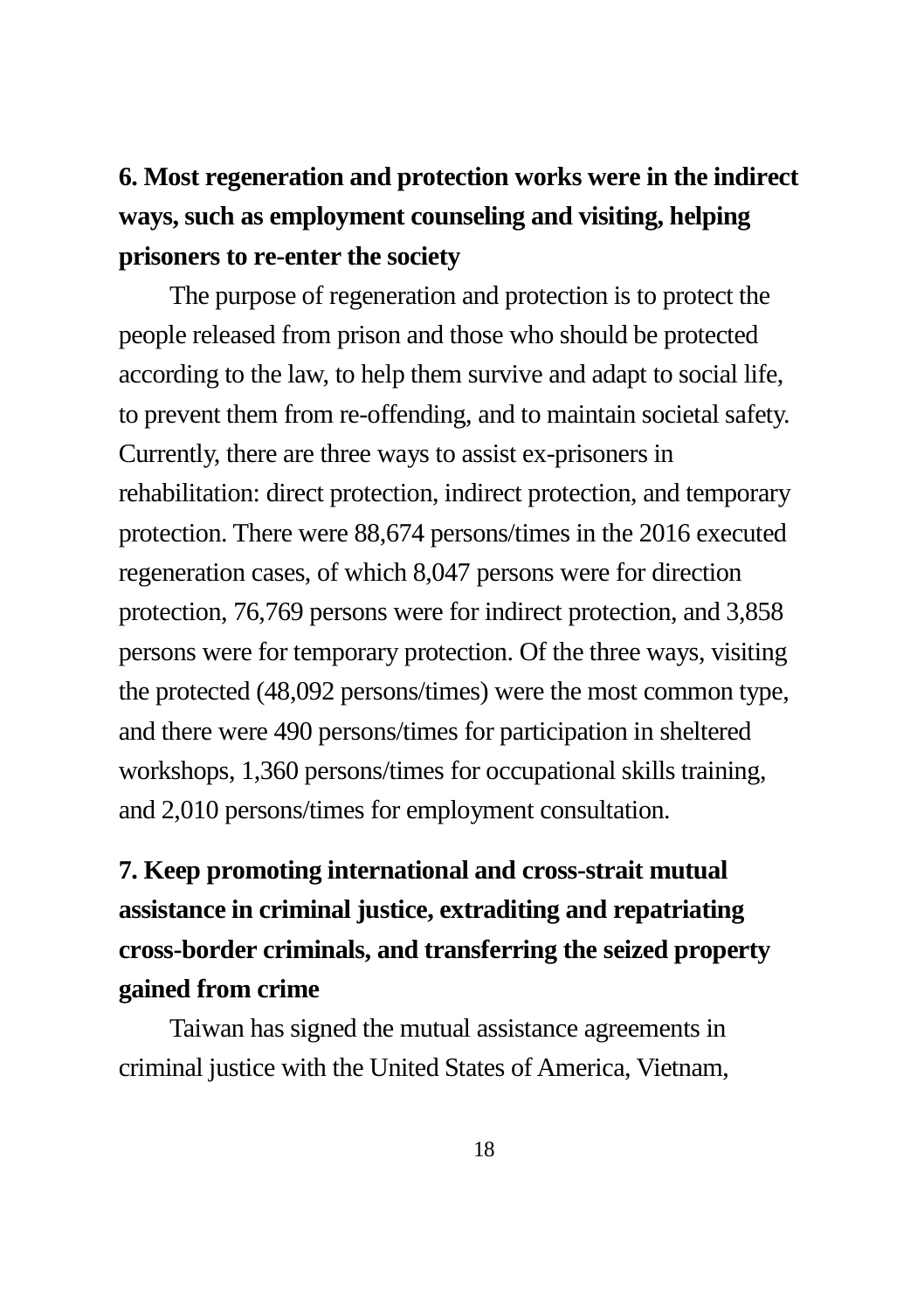### 6. Most regeneration and protection works were in the indirect ways, such as employment counseling and visiting, helping prisoners to re-enter the society

The purpose of regeneration and protection is to protect the people released from prison and those who should be protected according to the law, to help them survive and adapt to social life, to prevent them from re-offending, and to maintain societal safety. Currently, there are three ways to assist ex-prisoners in rehabilitation: direct protection, indirect protection, and temporary protection. There were 88,674 persons/times in the 2016 executed regeneration cases, of which 8,047 persons were for direction protection, 76,769 persons were for indirect protection, and 3,858 persons were for temporary protection. Of the three ways, visiting the protected (48,092 persons/times) were the most common type, and there were 490 persons/times for participation in sheltered workshops, 1,360 persons/times for occupational skills training, and 2,010 persons/times for employment consultation.

### 7. Keep promoting international and cross-strait mutual assistance in criminal justice, extraditing and repatriating cross-border criminals, and transferring the seized property gained from crime

Taiwan has signed the mutual assistance agreements in criminal justice with the United States of America, Vietnam,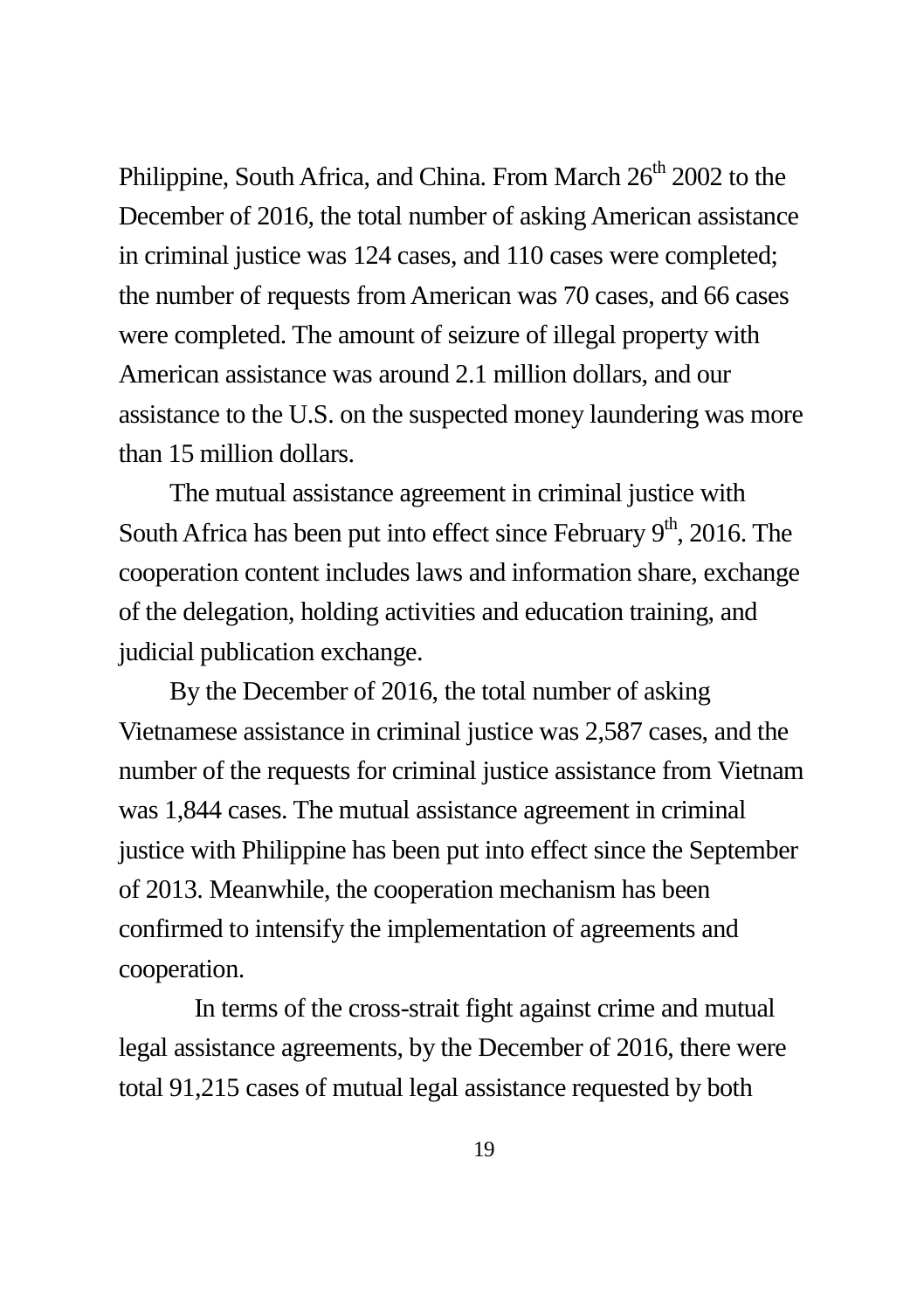Philippine, South Africa, and China. From March 26$^{th}$ 2002 to the December of 2016, the total number of asking American assistance in criminal justice was 124 cases, and 110 cases were completed; the number of requests from American was 70 cases, and 66 cases were completed. The amount of seizure of illegal property with American assistance was around 2.1 million dollars, and our assistance to the U.S. on the suspected money laundering was more than 15 million dollars.

The mutual assistance agreement in criminal justice with South Africa has been put into effect since February 9$^{th}$, 2016. The cooperation content includes laws and information share, exchange of the delegation, holding activities and education training, and judicial publication exchange.

By the December of 2016, the total number of asking Vietnamese assistance in criminal justice was 2,587 cases, and the number of the requests for criminal justice assistance from Vietnam was 1,844 cases. The mutual assistance agreement in criminal justice with Philippine has been put into effect since the September of 2013. Meanwhile, the cooperation mechanism has been confirmed to intensify the implementation of agreements and cooperation.

In terms of the cross-strait fight against crime and mutual legal assistance agreements, by the December of 2016, there were total 91,215 cases of mutual legal assistance requested by both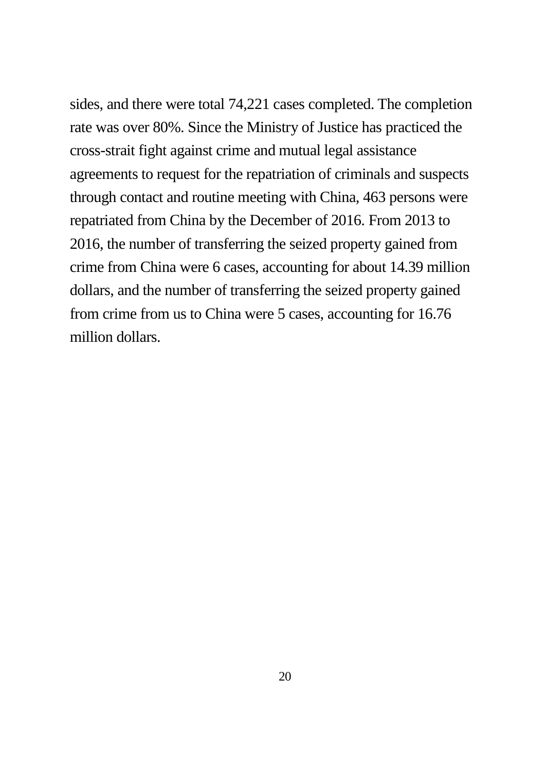sides, and there were total 74,221 cases completed. The completion rate was over 80%. Since the Ministry of Justice has practiced the cross-strait fight against crime and mutual legal assistance agreements to request for the repatriation of criminals and suspects through contact and routine meeting with China, 463 persons were repatriated from China by the December of 2016. From 2013 to 2016, the number of transferring the seized property gained from crime from China were 6 cases, accounting for about 14.39 million dollars, and the number of transferring the seized property gained from crime from us to China were 5 cases, accounting for 16.76 million dollars.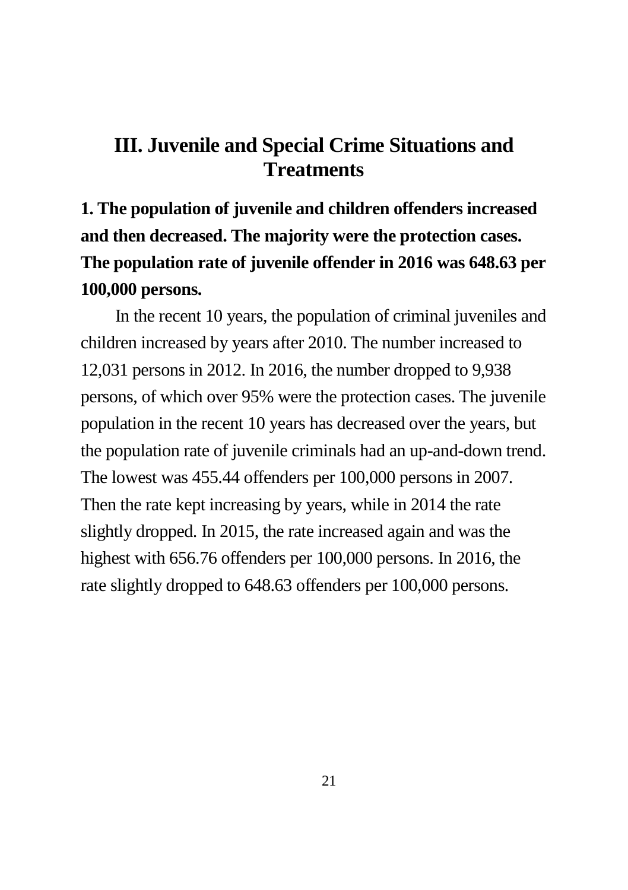# III. Juvenile and Special Crime Situations and Treatments

## 1. The population of juvenile and children offenders increased and then decreased. The majority were the protection cases. The population rate of juvenile offender in 2016 was 648.63 per 100,000 persons.

In the recent 10 years, the population of criminal juveniles and children increased by years after 2010. The number increased to 12,031 persons in 2012. In 2016, the number dropped to 9,938 persons, of which over 95% were the protection cases. The juvenile population in the recent 10 years has decreased over the years, but the population rate of juvenile criminals had an up-and-down trend. The lowest was 455.44 offenders per 100,000 persons in 2007. Then the rate kept increasing by years, while in 2014 the rate slightly dropped. In 2015, the rate increased again and was the highest with 656.76 offenders per 100,000 persons. In 2016, the rate slightly dropped to 648.63 offenders per 100,000 persons.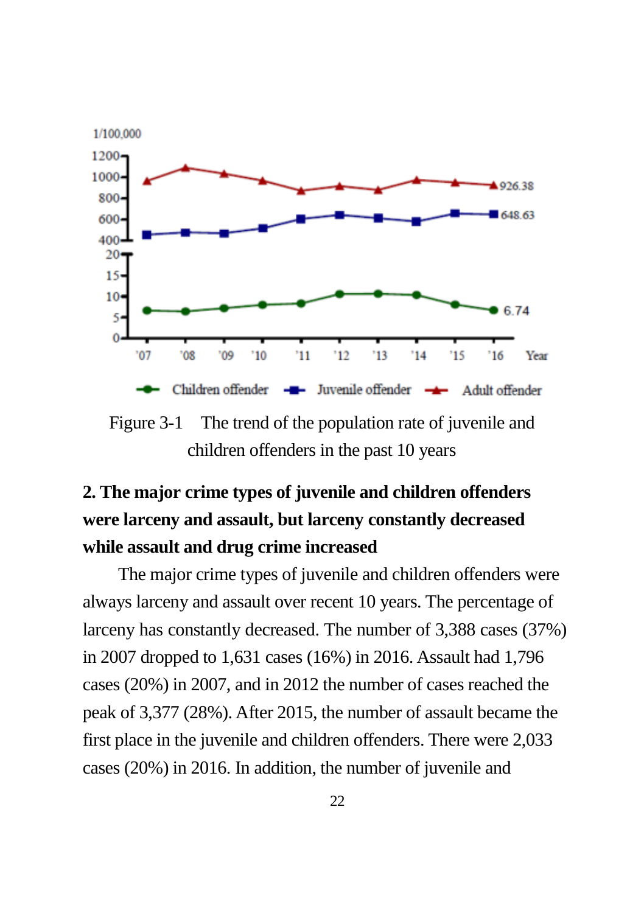Figure 3-1 The trend of the population rate of juvenile and children offenders in the past 10 years

**2. The major crime types of juvenile and children offenders were larceny and assault, but larceny constantly decreased while assault and drug crime increased**

The major crime types of juvenile and children offenders were always larceny and assault over recent 10 years. The percentage of larceny has constantly decreased. The number of 3,388 cases (37%) in 2007 dropped to 1,631 cases (16%) in 2016. Assault had 1,796 cases (20%) in 2007, and in 2012 the number of cases reached the peak of 3,377 (28%). After 2015, the number of assault became the first place in the juvenile and children offenders. There were 2,033 cases (20%) in 2016. In addition, the number of juvenile and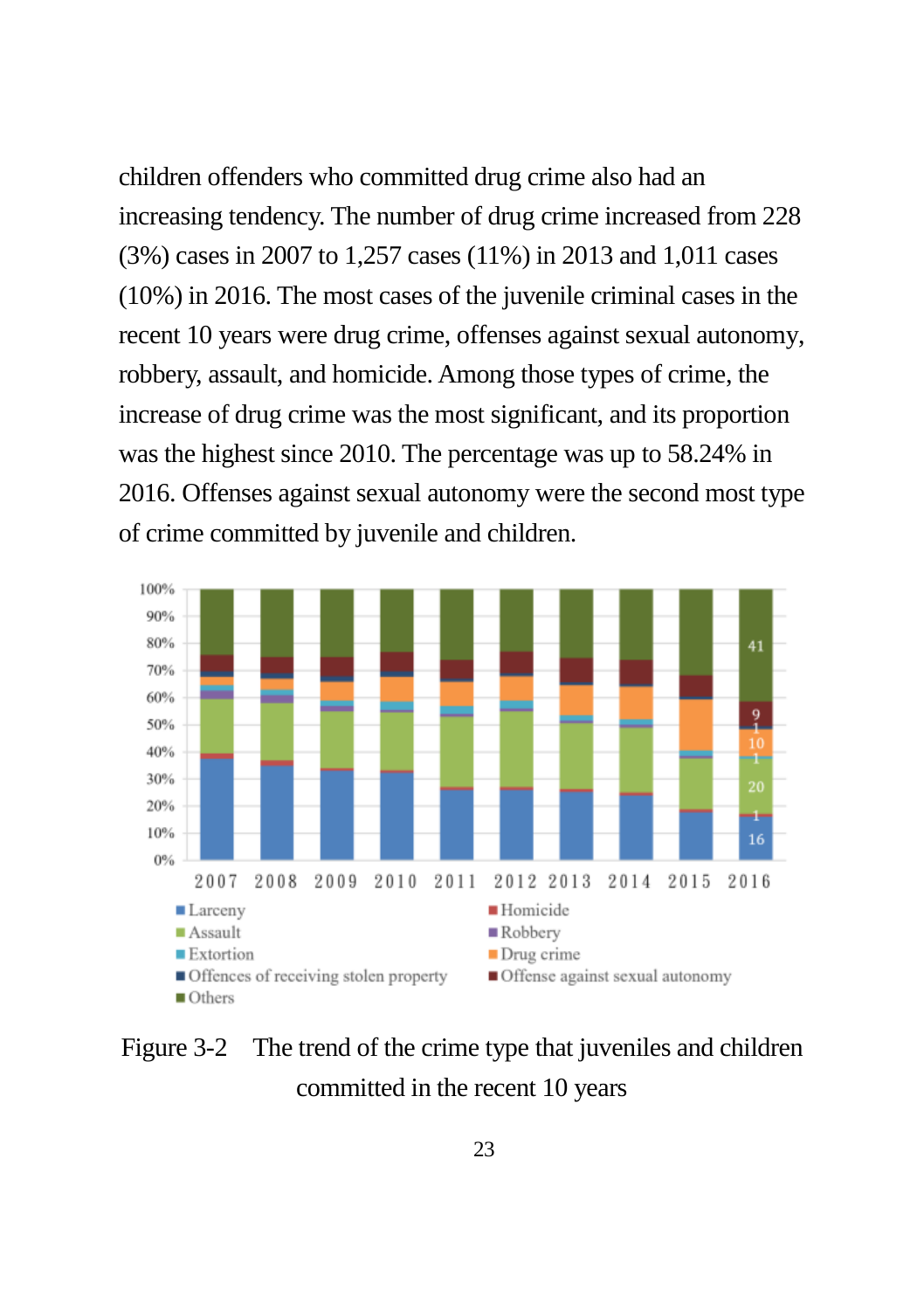children offenders who committed drug crime also had an increasing tendency. The number of drug crime increased from 228 (3%) cases in 2007 to 1,257 cases (11%) in 2013 and 1,011 cases (10%) in 2016. The most cases of the juvenile criminal cases in the recent 10 years were drug crime, offenses against sexual autonomy, robbery, assault, and homicide. Among those types of crime, the increase of drug crime was the most significant, and its proportion was the highest since 2010. The percentage was up to 58.24% in 2016. Offenses against sexual autonomy were the second most type of crime committed by juvenile and children.

Figure 3-2 The trend of the crime type that juveniles and children committed in the recent 10 years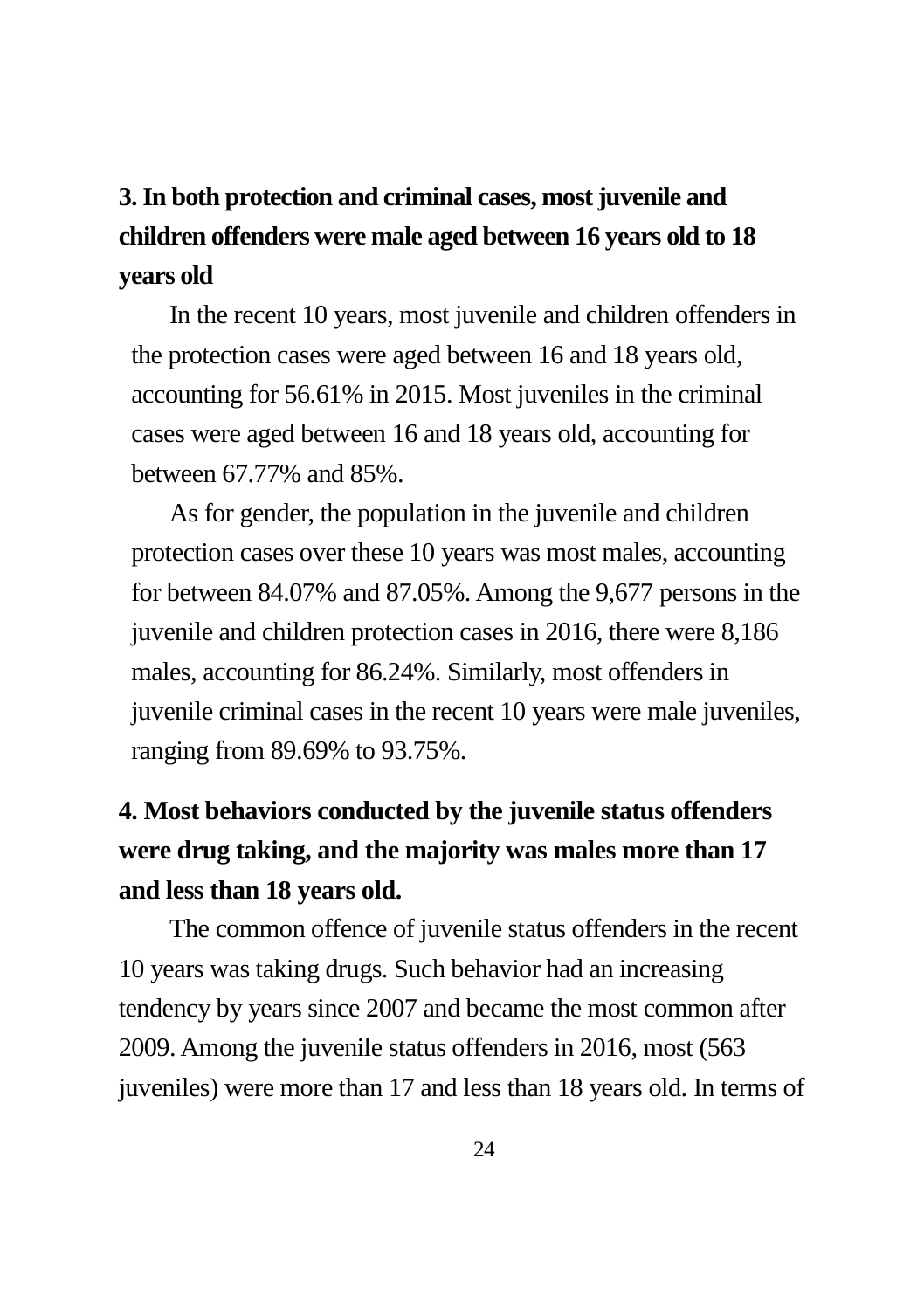### 3. In both protection and criminal cases, most juvenile and children offenders were male aged between 16 years old to 18 years old

In the recent 10 years, most juvenile and children offenders in the protection cases were aged between 16 and 18 years old, accounting for 56.61% in 2015. Most juveniles in the criminal cases were aged between 16 and 18 years old, accounting for between 67.77% and 85%.

As for gender, the population in the juvenile and children protection cases over these 10 years was most males, accounting for between 84.07% and 87.05%. Among the 9,677 persons in the juvenile and children protection cases in 2016, there were 8,186 males, accounting for 86.24%. Similarly, most offenders in juvenile criminal cases in the recent 10 years were male juveniles, ranging from 89.69% to 93.75%.

### 4. Most behaviors conducted by the juvenile status offenders were drug taking, and the majority was males more than 17 and less than 18 years old.

The common offence of juvenile status offenders in the recent 10 years was taking drugs. Such behavior had an increasing tendency by years since 2007 and became the most common after 2009. Among the juvenile status offenders in 2016, most (563 juveniles) were more than 17 and less than 18 years old. In terms of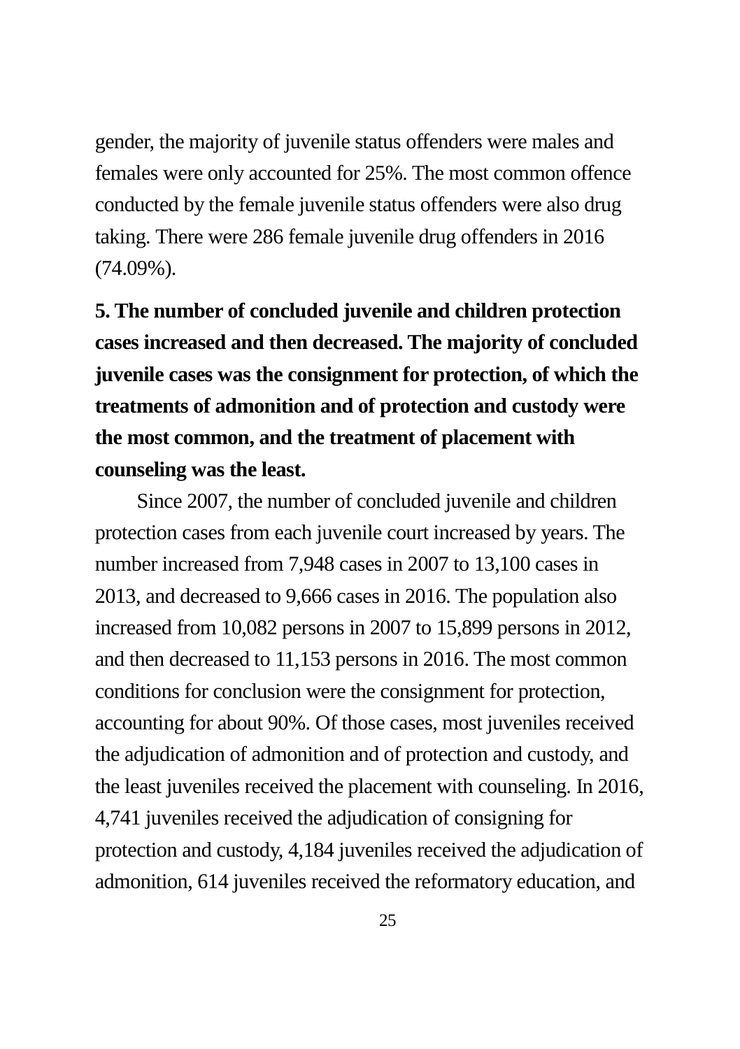gender, the majority of juvenile status offenders were males and females were only accounted for 25%. The most common offence conducted by the female juvenile status offenders were also drug taking. There were 286 female juvenile drug offenders in 2016 (74.09%).

**5. The number of concluded juvenile and children protection cases increased and then decreased. The majority of concluded juvenile cases was the consignment for protection, of which the treatments of admonition and of protection and custody were the most common, and the treatment of placement with counseling was the least.**

Since 2007, the number of concluded juvenile and children protection cases from each juvenile court increased by years. The number increased from 7,948 cases in 2007 to 13,100 cases in 2013, and decreased to 9,666 cases in 2016. The population also increased from 10,082 persons in 2007 to 15,899 persons in 2012, and then decreased to 11,153 persons in 2016. The most common conditions for conclusion were the consignment for protection, accounting for about 90%. Of those cases, most juveniles received the adjudication of admonition and of protection and custody, and the least juveniles received the placement with counseling. In 2016, 4,741 juveniles received the adjudication of consigning for protection and custody, 4,184 juveniles received the adjudication of admonition, 614 juveniles received the reformatory education, and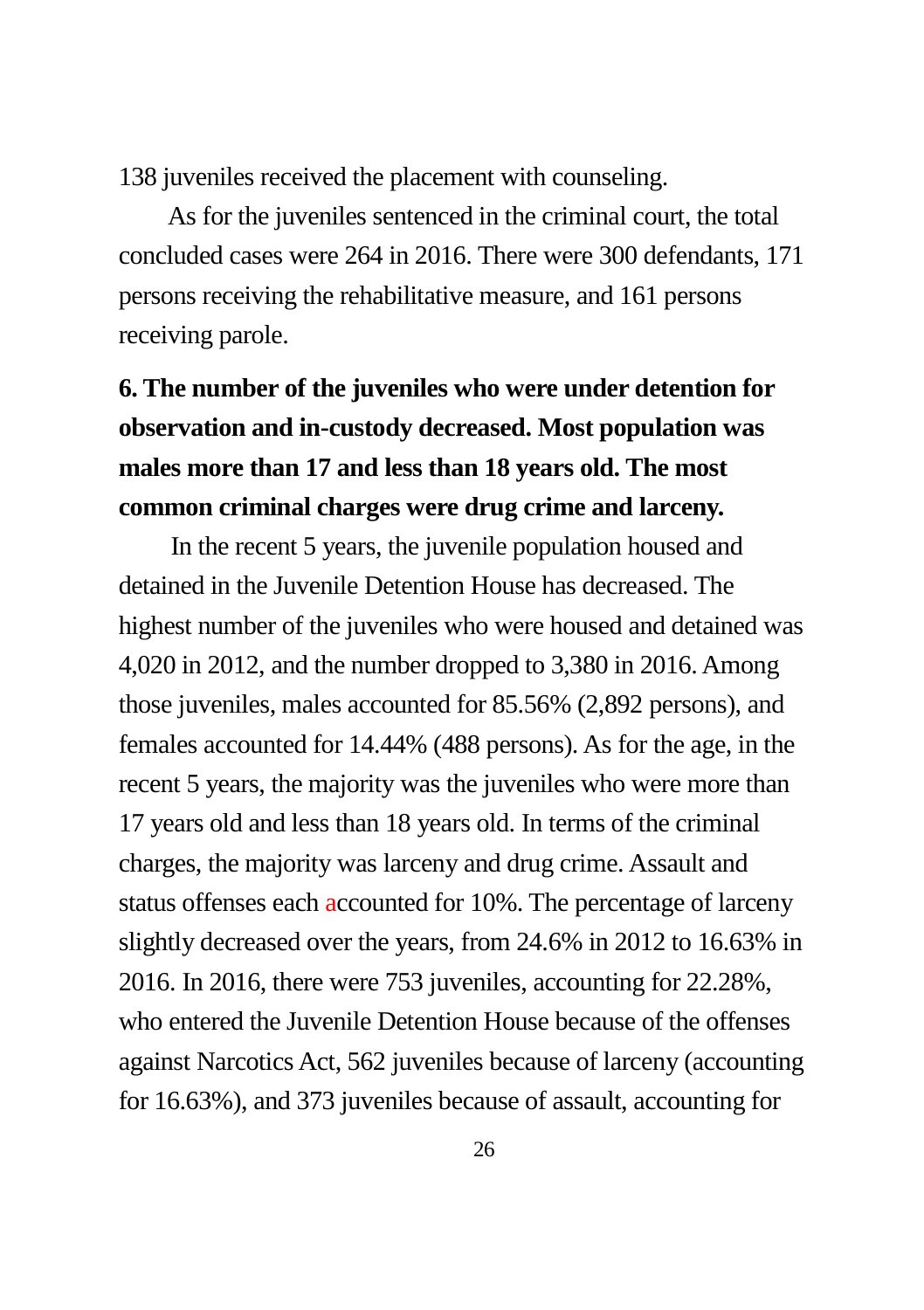138 juveniles received the placement with counseling.

As for the juveniles sentenced in the criminal court, the total concluded cases were 264 in 2016. There were 300 defendants, 171 persons receiving the rehabilitative measure, and 161 persons receiving parole.

**6. The number of the juveniles who were under detention for observation and in-custody decreased. Most population was males more than 17 and less than 18 years old. The most common criminal charges were drug crime and larceny.**

In the recent 5 years, the juvenile population housed and detained in the Juvenile Detention House has decreased. The highest number of the juveniles who were housed and detained was 4,020 in 2012, and the number dropped to 3,380 in 2016. Among those juveniles, males accounted for 85.56% (2,892 persons), and females accounted for 14.44% (488 persons). As for the age, in the recent 5 years, the majority was the juveniles who were more than 17 years old and less than 18 years old. In terms of the criminal charges, the majority was larceny and drug crime. Assault and status offenses each accounted for 10%. The percentage of larceny slightly decreased over the years, from 24.6% in 2012 to 16.63% in 2016. In 2016, there were 753 juveniles, accounting for 22.28%, who entered the Juvenile Detention House because of the offenses against Narcotics Act, 562 juveniles because of larceny (accounting for 16.63%), and 373 juveniles because of assault, accounting for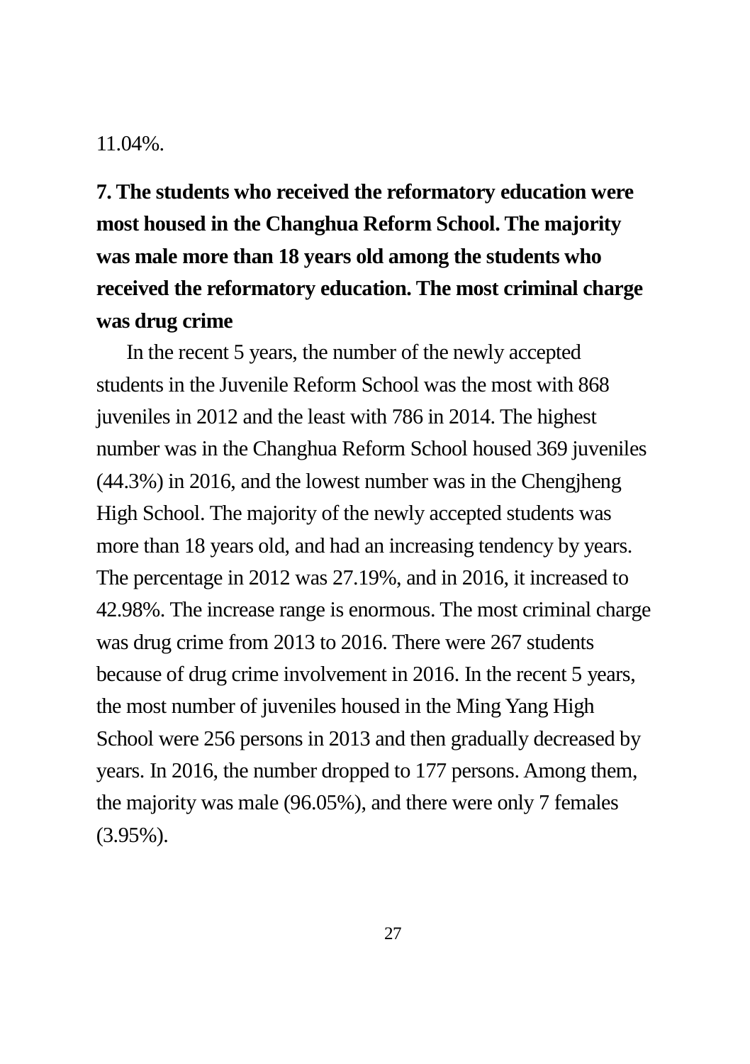11.04%.

**7. The students who received the reformatory education were most housed in the Changhua Reform School. The majority was male more than 18 years old among the students who received the reformatory education. The most criminal charge was drug crime**

In the recent 5 years, the number of the newly accepted students in the Juvenile Reform School was the most with 868 juveniles in 2012 and the least with 786 in 2014. The highest number was in the Changhua Reform School housed 369 juveniles (44.3%) in 2016, and the lowest number was in the Chengjheng High School. The majority of the newly accepted students was more than 18 years old, and had an increasing tendency by years. The percentage in 2012 was 27.19%, and in 2016, it increased to 42.98%. The increase range is enormous. The most criminal charge was drug crime from 2013 to 2016. There were 267 students because of drug crime involvement in 2016. In the recent 5 years, the most number of juveniles housed in the Ming Yang High School were 256 persons in 2013 and then gradually decreased by years. In 2016, the number dropped to 177 persons. Among them, the majority was male (96.05%), and there were only 7 females (3.95%).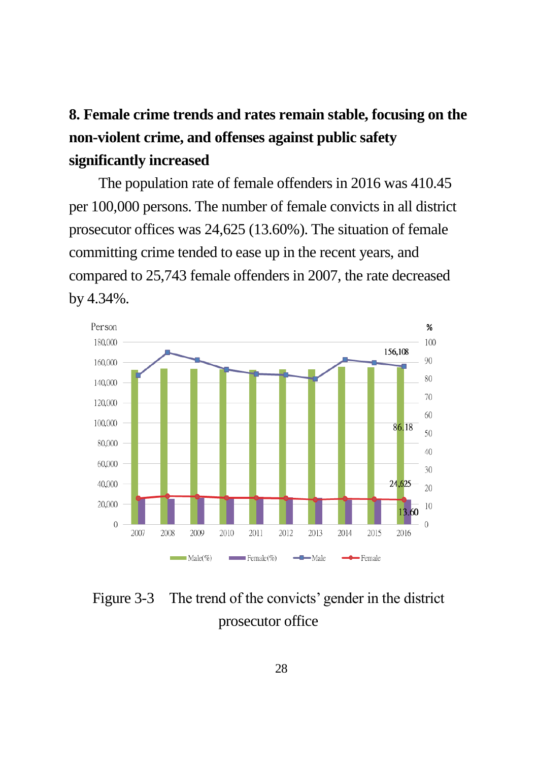## 8. Female crime trends and rates remain stable, focusing on the non-violent crime, and offenses against public safety significantly increased

The population rate of female offenders in 2016 was 410.45 per 100,000 persons. The number of female convicts in all district prosecutor offices was 24,625 (13.60%). The situation of female committing crime tended to ease up in the recent years, and compared to 25,743 female offenders in 2007, the rate decreased by 4.34%.

Figure 3-3　The trend of the convicts' gender in the district prosecutor office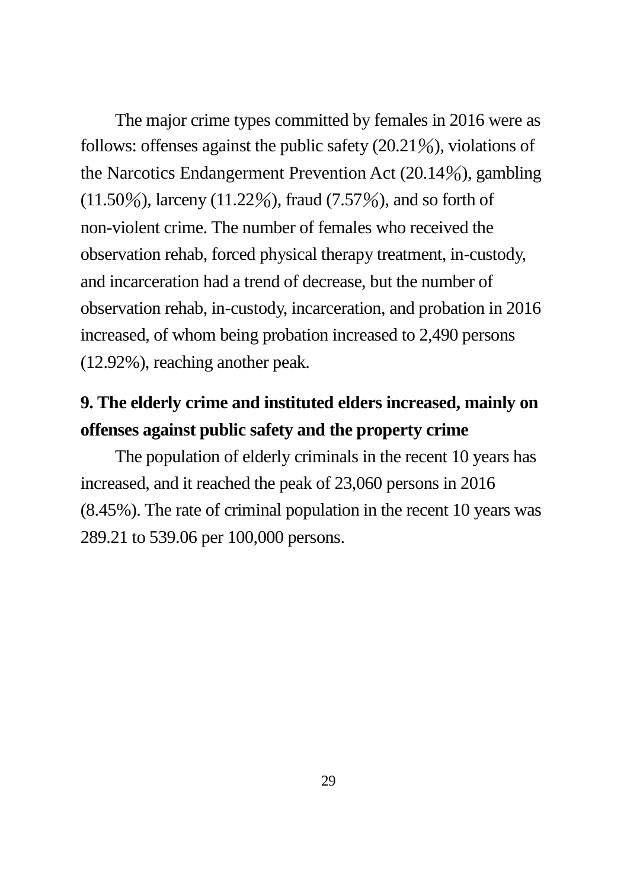The major crime types committed by females in 2016 were as follows: offenses against the public safety (20.21%), violations of the Narcotics Endangerment Prevention Act (20.14%), gambling (11.50%), larceny (11.22%), fraud (7.57%), and so forth of non-violent crime. The number of females who received the observation rehab, forced physical therapy treatment, in-custody, and incarceration had a trend of decrease, but the number of observation rehab, in-custody, incarceration, and probation in 2016 increased, of whom being probation increased to 2,490 persons (12.92%), reaching another peak.

## 9. The elderly crime and instituted elders increased, mainly on offenses against public safety and the property crime

The population of elderly criminals in the recent 10 years has increased, and it reached the peak of 23,060 persons in 2016 (8.45%). The rate of criminal population in the recent 10 years was 289.21 to 539.06 per 100,000 persons.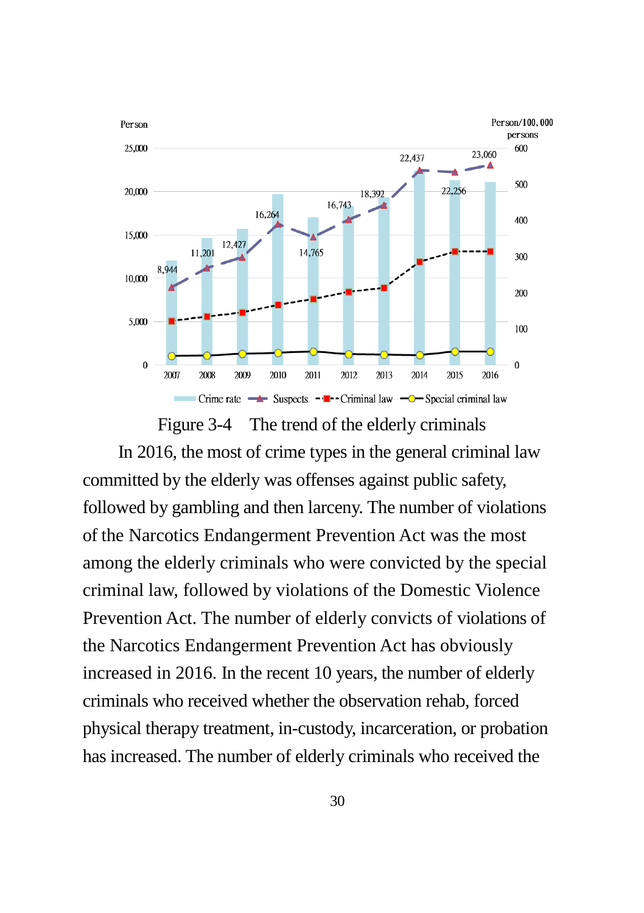Figure 3-4 The trend of the elderly criminals

In 2016, the most of crime types in the general criminal law committed by the elderly was offenses against public safety, followed by gambling and then larceny. The number of violations of the Narcotics Endangerment Prevention Act was the most among the elderly criminals who were convicted by the special criminal law, followed by violations of the Domestic Violence Prevention Act. The number of elderly convicts of violations of the Narcotics Endangerment Prevention Act has obviously increased in 2016. In the recent 10 years, the number of elderly criminals who received whether the observation rehab, forced physical therapy treatment, in-custody, incarceration, or probation has increased. The number of elderly criminals who received the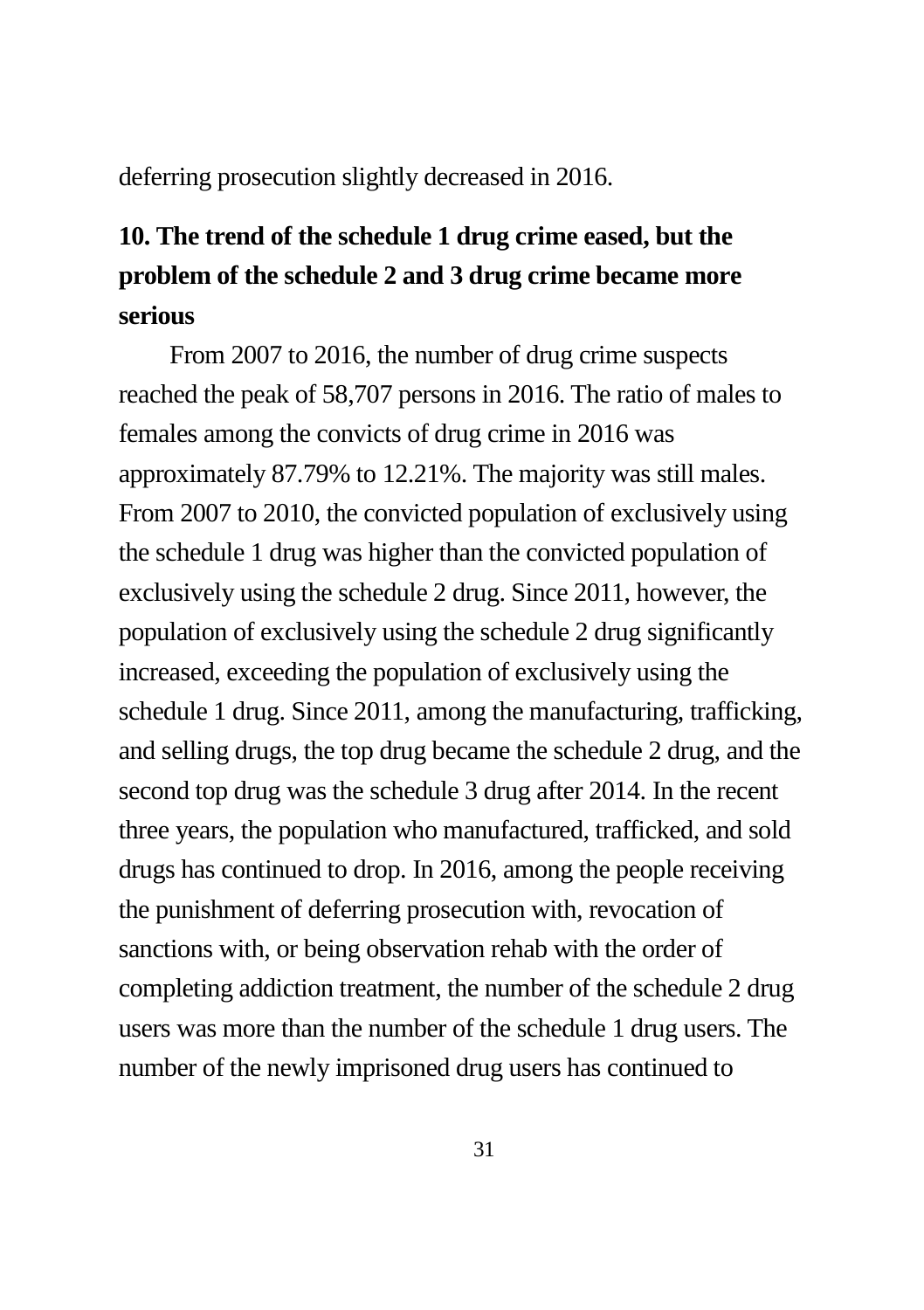deferring prosecution slightly decreased in 2016.

## 10. The trend of the schedule 1 drug crime eased, but the problem of the schedule 2 and 3 drug crime became more serious

From 2007 to 2016, the number of drug crime suspects reached the peak of 58,707 persons in 2016. The ratio of males to females among the convicts of drug crime in 2016 was approximately 87.79% to 12.21%. The majority was still males. From 2007 to 2010, the convicted population of exclusively using the schedule 1 drug was higher than the convicted population of exclusively using the schedule 2 drug. Since 2011, however, the population of exclusively using the schedule 2 drug significantly increased, exceeding the population of exclusively using the schedule 1 drug. Since 2011, among the manufacturing, trafficking, and selling drugs, the top drug became the schedule 2 drug, and the second top drug was the schedule 3 drug after 2014. In the recent three years, the population who manufactured, trafficked, and sold drugs has continued to drop. In 2016, among the people receiving the punishment of deferring prosecution with, revocation of sanctions with, or being observation rehab with the order of completing addiction treatment, the number of the schedule 2 drug users was more than the number of the schedule 1 drug users. The number of the newly imprisoned drug users has continued to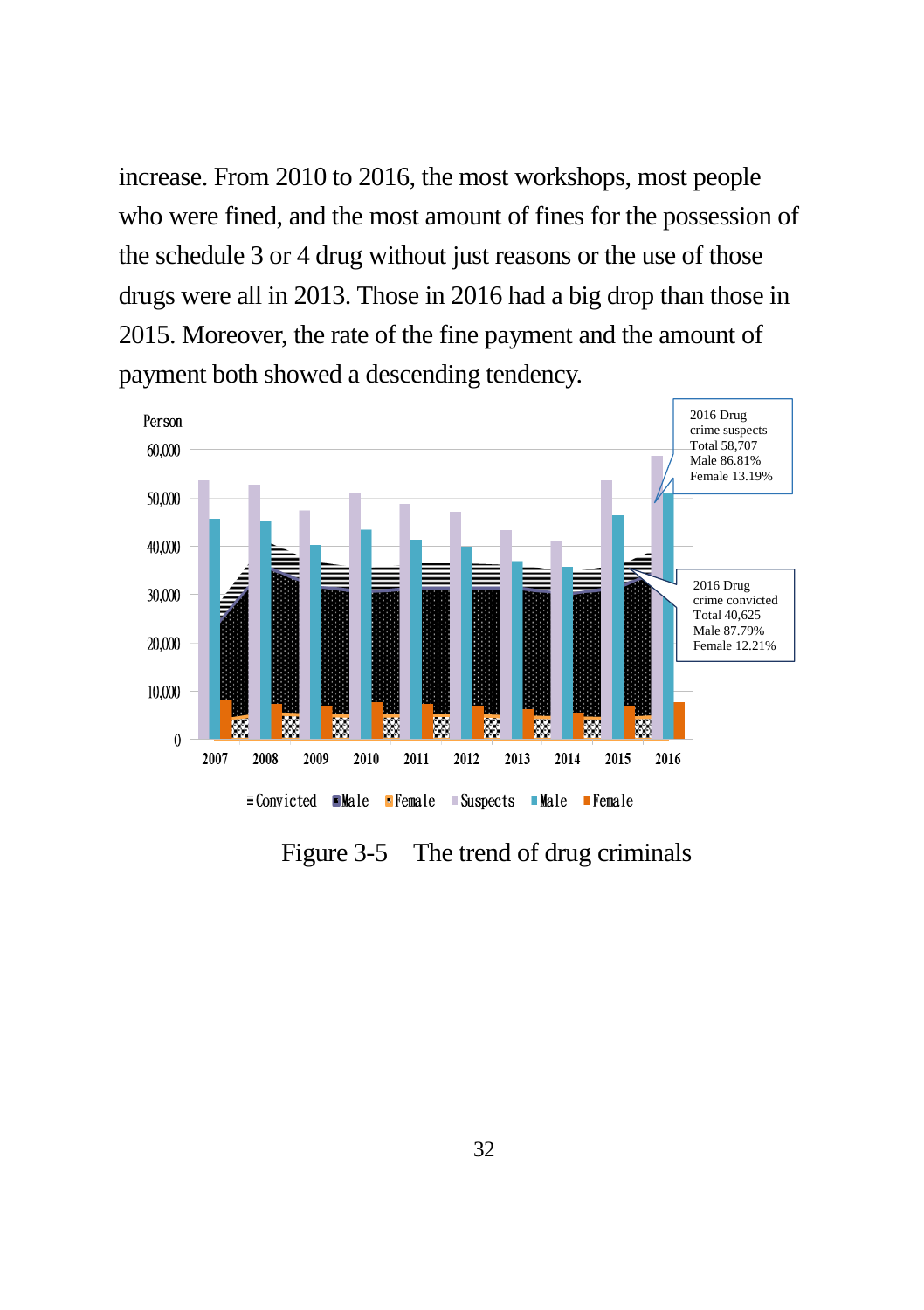increase. From 2010 to 2016, the most workshops, most people who were fined, and the most amount of fines for the possession of the schedule 3 or 4 drug without just reasons or the use of those drugs were all in 2013. Those in 2016 had a big drop than those in 2015. Moreover, the rate of the fine payment and the amount of payment both showed a descending tendency.

Person

2016 Drug crime suspects
Total 58,707
Male 86.81%
Female 13.19%

2016 Drug crime convicted
Total 40,625
Male 87.79%
Female 12.21%

Convicted | Male | Female | Suspects | Male | Female

Figure 3-5 The trend of drug criminals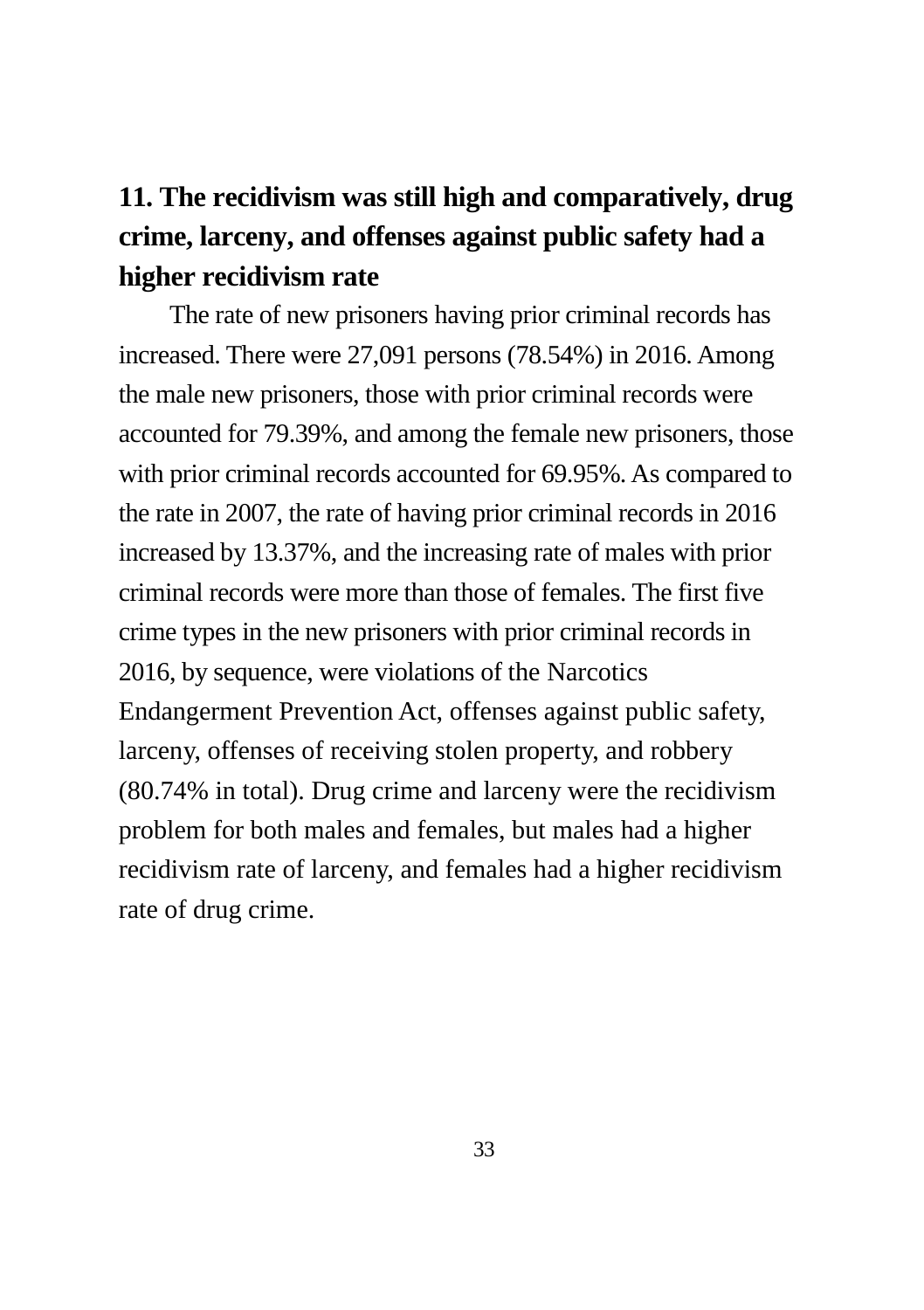## 11. The recidivism was still high and comparatively, drug crime, larceny, and offenses against public safety had a higher recidivism rate

The rate of new prisoners having prior criminal records has increased. There were 27,091 persons (78.54%) in 2016. Among the male new prisoners, those with prior criminal records were accounted for 79.39%, and among the female new prisoners, those with prior criminal records accounted for 69.95%. As compared to the rate in 2007, the rate of having prior criminal records in 2016 increased by 13.37%, and the increasing rate of males with prior criminal records were more than those of females. The first five crime types in the new prisoners with prior criminal records in 2016, by sequence, were violations of the Narcotics Endangerment Prevention Act, offenses against public safety, larceny, offenses of receiving stolen property, and robbery (80.74% in total). Drug crime and larceny were the recidivism problem for both males and females, but males had a higher recidivism rate of larceny, and females had a higher recidivism rate of drug crime.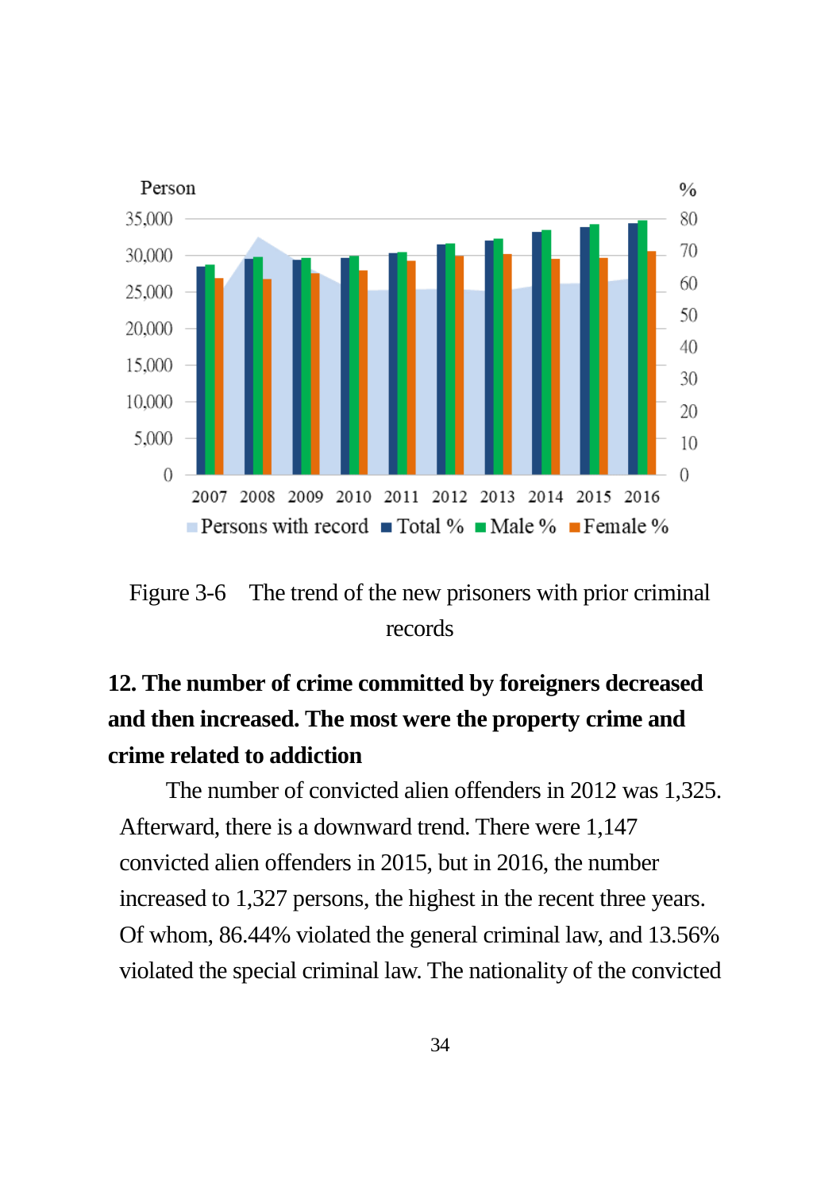Figure 3-6 The trend of the new prisoners with prior criminal records

## 12. The number of crime committed by foreigners decreased and then increased. The most were the property crime and crime related to addiction

The number of convicted alien offenders in 2012 was 1,325. Afterward, there is a downward trend. There were 1,147 convicted alien offenders in 2015, but in 2016, the number increased to 1,327 persons, the highest in the recent three years. Of whom, 86.44% violated the general criminal law, and 13.56% violated the special criminal law. The nationality of the convicted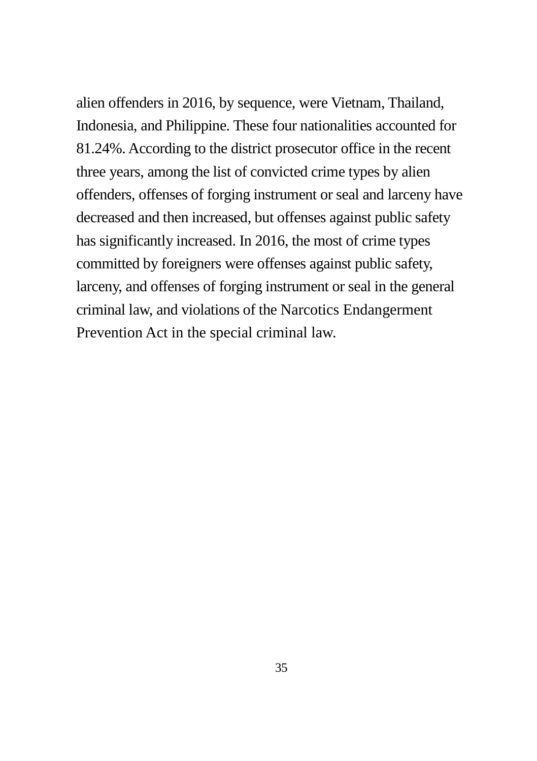alien offenders in 2016, by sequence, were Vietnam, Thailand, Indonesia, and Philippine. These four nationalities accounted for 81.24%. According to the district prosecutor office in the recent three years, among the list of convicted crime types by alien offenders, offenses of forging instrument or seal and larceny have decreased and then increased, but offenses against public safety has significantly increased. In 2016, the most of crime types committed by foreigners were offenses against public safety, larceny, and offenses of forging instrument or seal in the general criminal law, and violations of the Narcotics Endangerment Prevention Act in the special criminal law.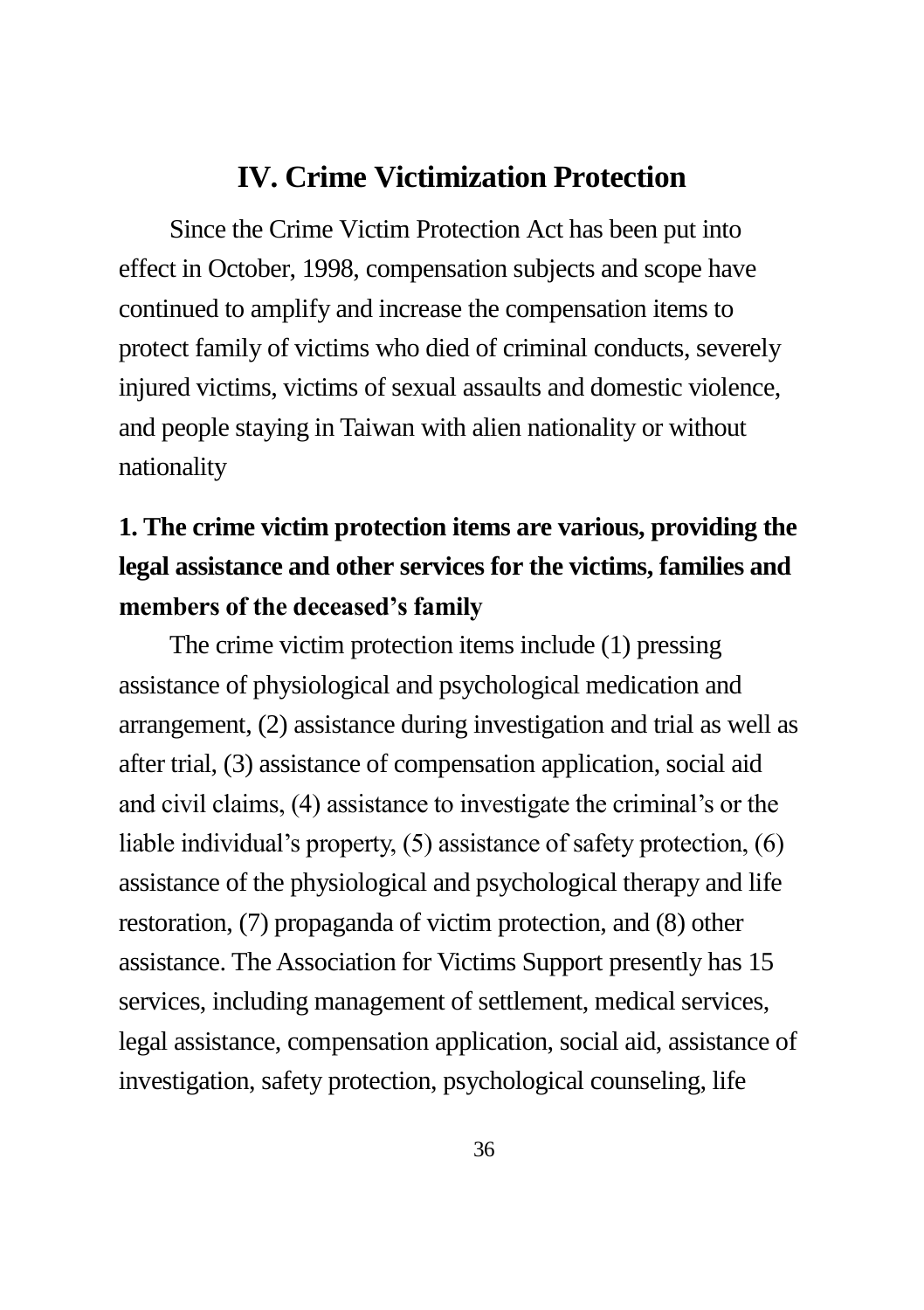# IV. Crime Victimization Protection

Since the Crime Victim Protection Act has been put into effect in October, 1998, compensation subjects and scope have continued to amplify and increase the compensation items to protect family of victims who died of criminal conducts, severely injured victims, victims of sexual assaults and domestic violence, and people staying in Taiwan with alien nationality or without nationality

## 1. The crime victim protection items are various, providing the legal assistance and other services for the victims, families and members of the deceased's family

The crime victim protection items include (1) pressing assistance of physiological and psychological medication and arrangement, (2) assistance during investigation and trial as well as after trial, (3) assistance of compensation application, social aid and civil claims, (4) assistance to investigate the criminal's or the liable individual's property, (5) assistance of safety protection, (6) assistance of the physiological and psychological therapy and life restoration, (7) propaganda of victim protection, and (8) other assistance. The Association for Victims Support presently has 15 services, including management of settlement, medical services, legal assistance, compensation application, social aid, assistance of investigation, safety protection, psychological counseling, life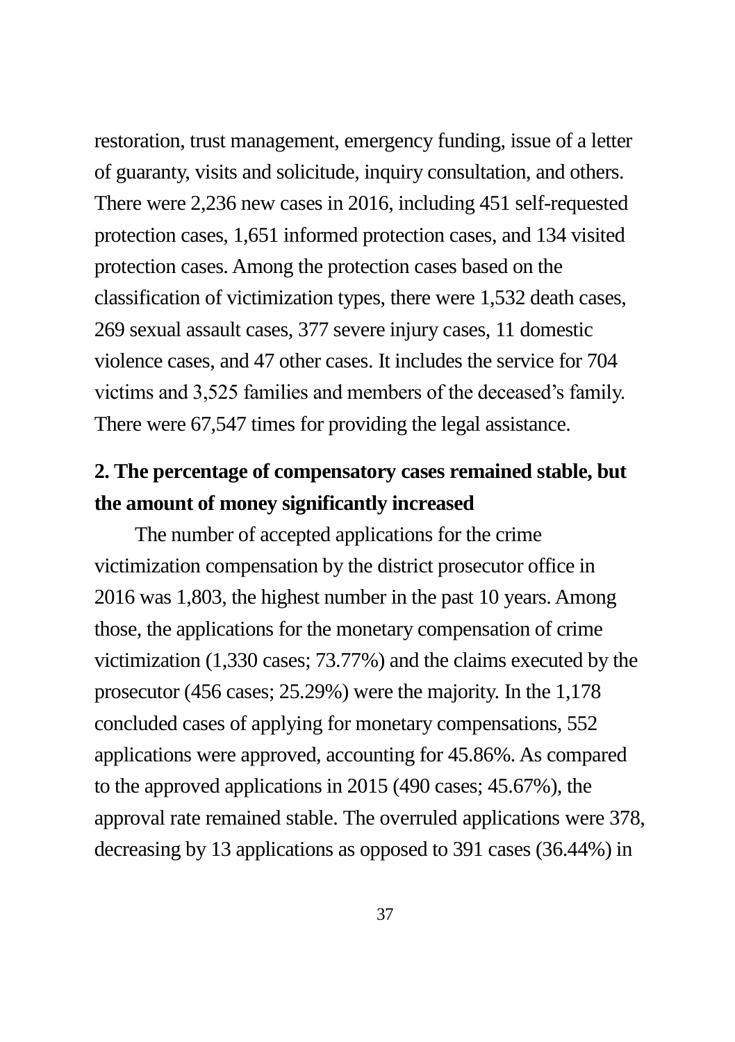restoration, trust management, emergency funding, issue of a letter of guaranty, visits and solicitude, inquiry consultation, and others. There were 2,236 new cases in 2016, including 451 self-requested protection cases, 1,651 informed protection cases, and 134 visited protection cases. Among the protection cases based on the classification of victimization types, there were 1,532 death cases, 269 sexual assault cases, 377 severe injury cases, 11 domestic violence cases, and 47 other cases. It includes the service for 704 victims and 3,525 families and members of the deceased's family. There were 67,547 times for providing the legal assistance.

## 2. The percentage of compensatory cases remained stable, but the amount of money significantly increased

The number of accepted applications for the crime victimization compensation by the district prosecutor office in 2016 was 1,803, the highest number in the past 10 years. Among those, the applications for the monetary compensation of crime victimization (1,330 cases; 73.77%) and the claims executed by the prosecutor (456 cases; 25.29%) were the majority. In the 1,178 concluded cases of applying for monetary compensations, 552 applications were approved, accounting for 45.86%. As compared to the approved applications in 2015 (490 cases; 45.67%), the approval rate remained stable. The overruled applications were 378, decreasing by 13 applications as opposed to 391 cases (36.44%) in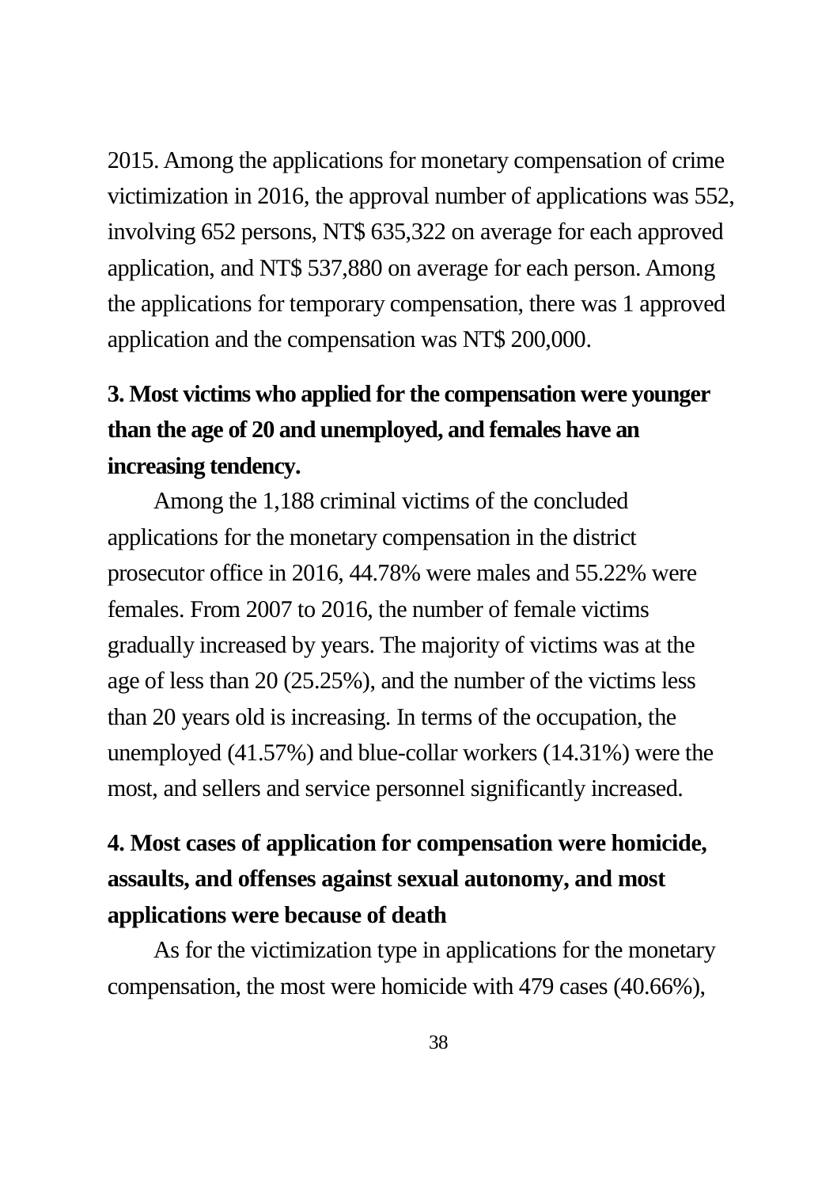2015. Among the applications for monetary compensation of crime victimization in 2016, the approval number of applications was 552, involving 652 persons, NT$ 635,322 on average for each approved application, and NT$ 537,880 on average for each person. Among the applications for temporary compensation, there was 1 approved application and the compensation was NT$ 200,000.

### 3. Most victims who applied for the compensation were younger than the age of 20 and unemployed, and females have an increasing tendency.

Among the 1,188 criminal victims of the concluded applications for the monetary compensation in the district prosecutor office in 2016, 44.78% were males and 55.22% were females. From 2007 to 2016, the number of female victims gradually increased by years. The majority of victims was at the age of less than 20 (25.25%), and the number of the victims less than 20 years old is increasing. In terms of the occupation, the unemployed (41.57%) and blue-collar workers (14.31%) were the most, and sellers and service personnel significantly increased.

### 4. Most cases of application for compensation were homicide, assaults, and offenses against sexual autonomy, and most applications were because of death

As for the victimization type in applications for the monetary compensation, the most were homicide with 479 cases (40.66%),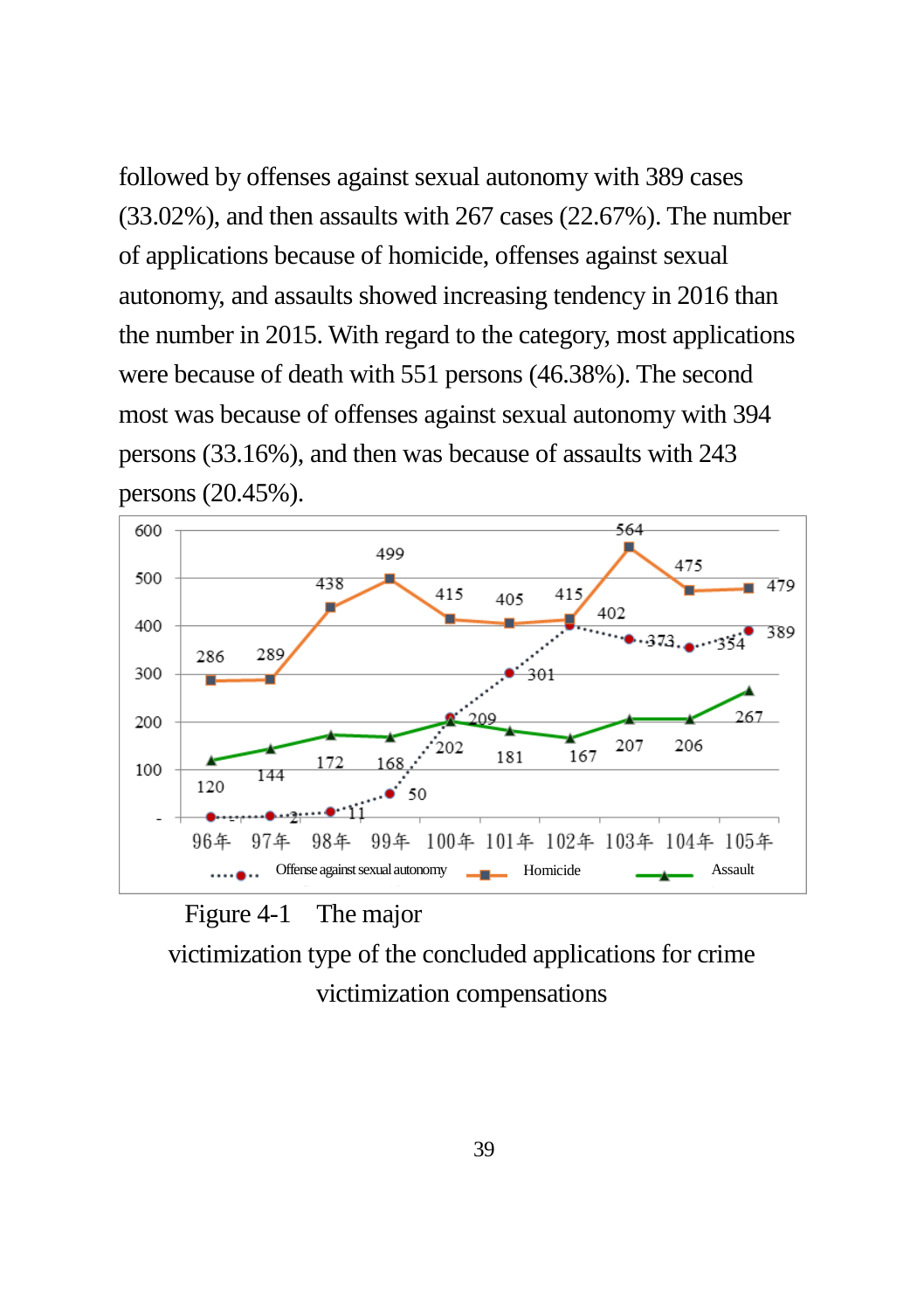followed by offenses against sexual autonomy with 389 cases (33.02%), and then assaults with 267 cases (22.67%). The number of applications because of homicide, offenses against sexual autonomy, and assaults showed increasing tendency in 2016 than the number in 2015. With regard to the category, most applications were because of death with 551 persons (46.38%). The second most was because of offenses against sexual autonomy with 394 persons (33.16%), and then was because of assaults with 243 persons (20.45%).

| | 96年 | 97年 | 98年 | 99年 | 100年 | 101年 | 102年 | 103年 | 104年 | 105年 |
|---|---|---|---|---|---|---|---|---|---|---|
| Offense against sexual autonomy | - | 2 | 11 | 50 | 209 | 301 | 402 | 373 | 354 | 389 |
| Homicide | 286 | 289 | 438 | 499 | 415 | 405 | 415 | 564 | 475 | 479 |
| Assault | 120 | 144 | 172 | 168 | 202 | 181 | 167 | 207 | 206 | 267 |

Figure 4-1 The major victimization type of the concluded applications for crime victimization compensations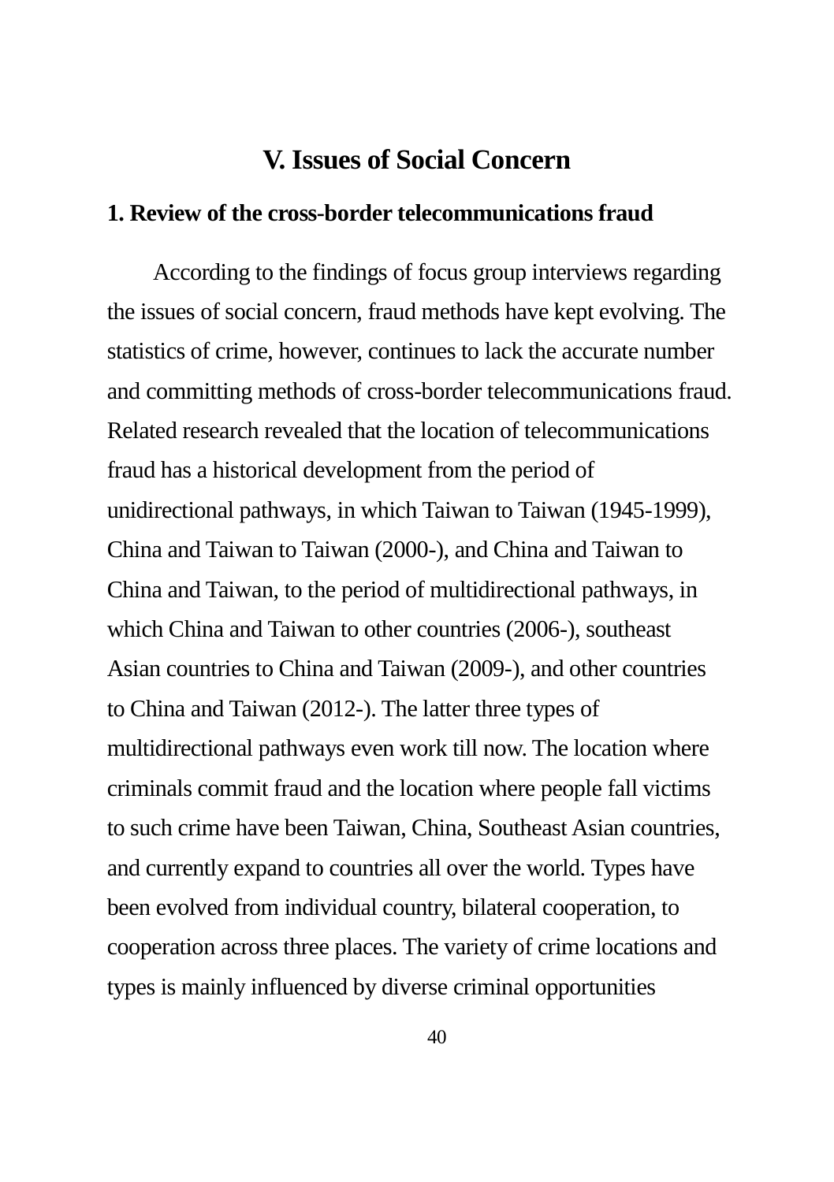# V. Issues of Social Concern

## 1. Review of the cross-border telecommunications fraud

According to the findings of focus group interviews regarding the issues of social concern, fraud methods have kept evolving. The statistics of crime, however, continues to lack the accurate number and committing methods of cross-border telecommunications fraud. Related research revealed that the location of telecommunications fraud has a historical development from the period of unidirectional pathways, in which Taiwan to Taiwan (1945-1999), China and Taiwan to Taiwan (2000-), and China and Taiwan to China and Taiwan, to the period of multidirectional pathways, in which China and Taiwan to other countries (2006-), southeast Asian countries to China and Taiwan (2009-), and other countries to China and Taiwan (2012-). The latter three types of multidirectional pathways even work till now. The location where criminals commit fraud and the location where people fall victims to such crime have been Taiwan, China, Southeast Asian countries, and currently expand to countries all over the world. Types have been evolved from individual country, bilateral cooperation, to cooperation across three places. The variety of crime locations and types is mainly influenced by diverse criminal opportunities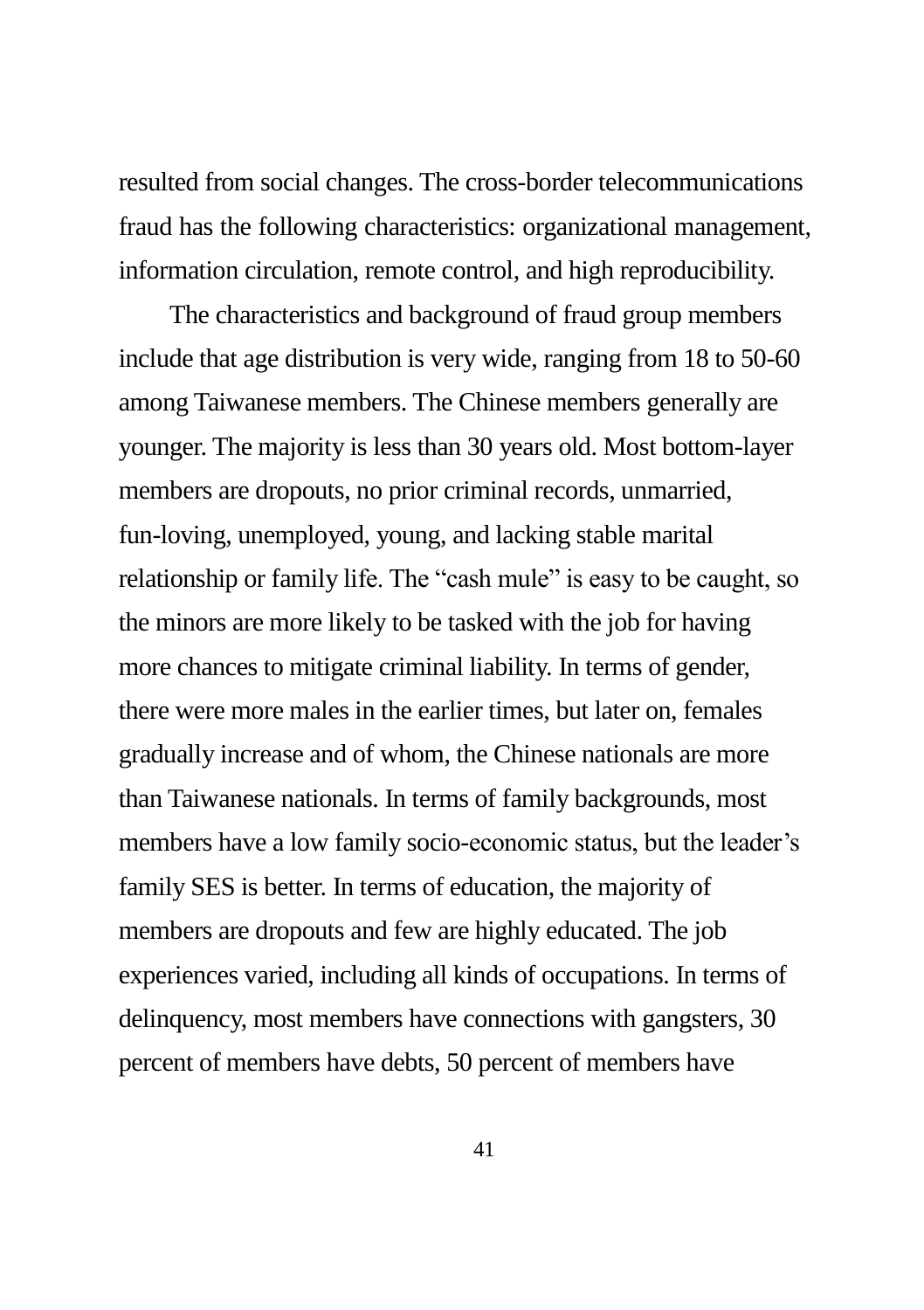resulted from social changes. The cross-border telecommunications fraud has the following characteristics: organizational management, information circulation, remote control, and high reproducibility.

The characteristics and background of fraud group members include that age distribution is very wide, ranging from 18 to 50-60 among Taiwanese members. The Chinese members generally are younger. The majority is less than 30 years old. Most bottom-layer members are dropouts, no prior criminal records, unmarried, fun-loving, unemployed, young, and lacking stable marital relationship or family life. The "cash mule" is easy to be caught, so the minors are more likely to be tasked with the job for having more chances to mitigate criminal liability. In terms of gender, there were more males in the earlier times, but later on, females gradually increase and of whom, the Chinese nationals are more than Taiwanese nationals. In terms of family backgrounds, most members have a low family socio-economic status, but the leader's family SES is better. In terms of education, the majority of members are dropouts and few are highly educated. The job experiences varied, including all kinds of occupations. In terms of delinquency, most members have connections with gangsters, 30 percent of members have debts, 50 percent of members have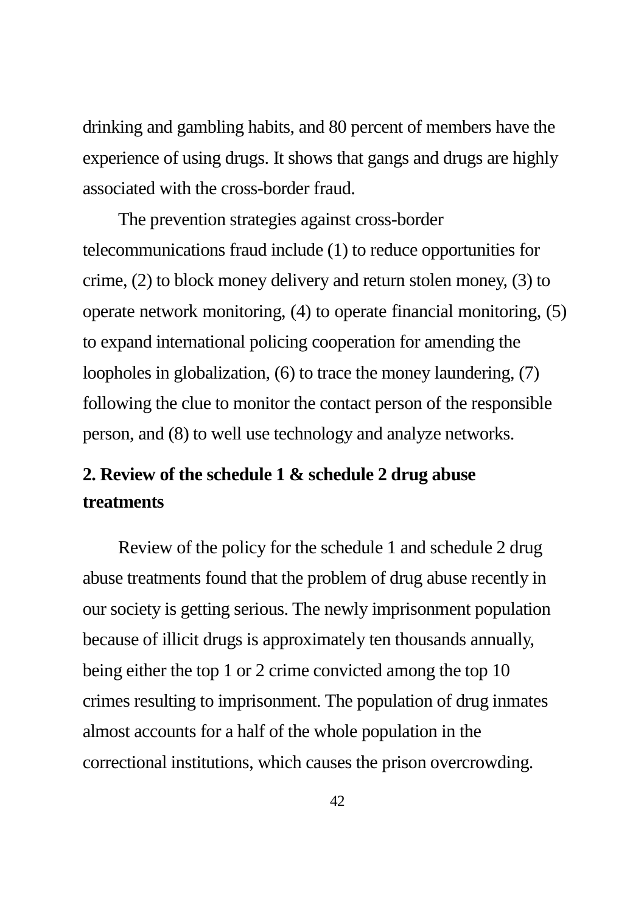drinking and gambling habits, and 80 percent of members have the experience of using drugs. It shows that gangs and drugs are highly associated with the cross-border fraud.

The prevention strategies against cross-border telecommunications fraud include (1) to reduce opportunities for crime, (2) to block money delivery and return stolen money, (3) to operate network monitoring, (4) to operate financial monitoring, (5) to expand international policing cooperation for amending the loopholes in globalization, (6) to trace the money laundering, (7) following the clue to monitor the contact person of the responsible person, and (8) to well use technology and analyze networks.

## 2. Review of the schedule 1 & schedule 2 drug abuse treatments

Review of the policy for the schedule 1 and schedule 2 drug abuse treatments found that the problem of drug abuse recently in our society is getting serious. The newly imprisonment population because of illicit drugs is approximately ten thousands annually, being either the top 1 or 2 crime convicted among the top 10 crimes resulting to imprisonment. The population of drug inmates almost accounts for a half of the whole population in the correctional institutions, which causes the prison overcrowding.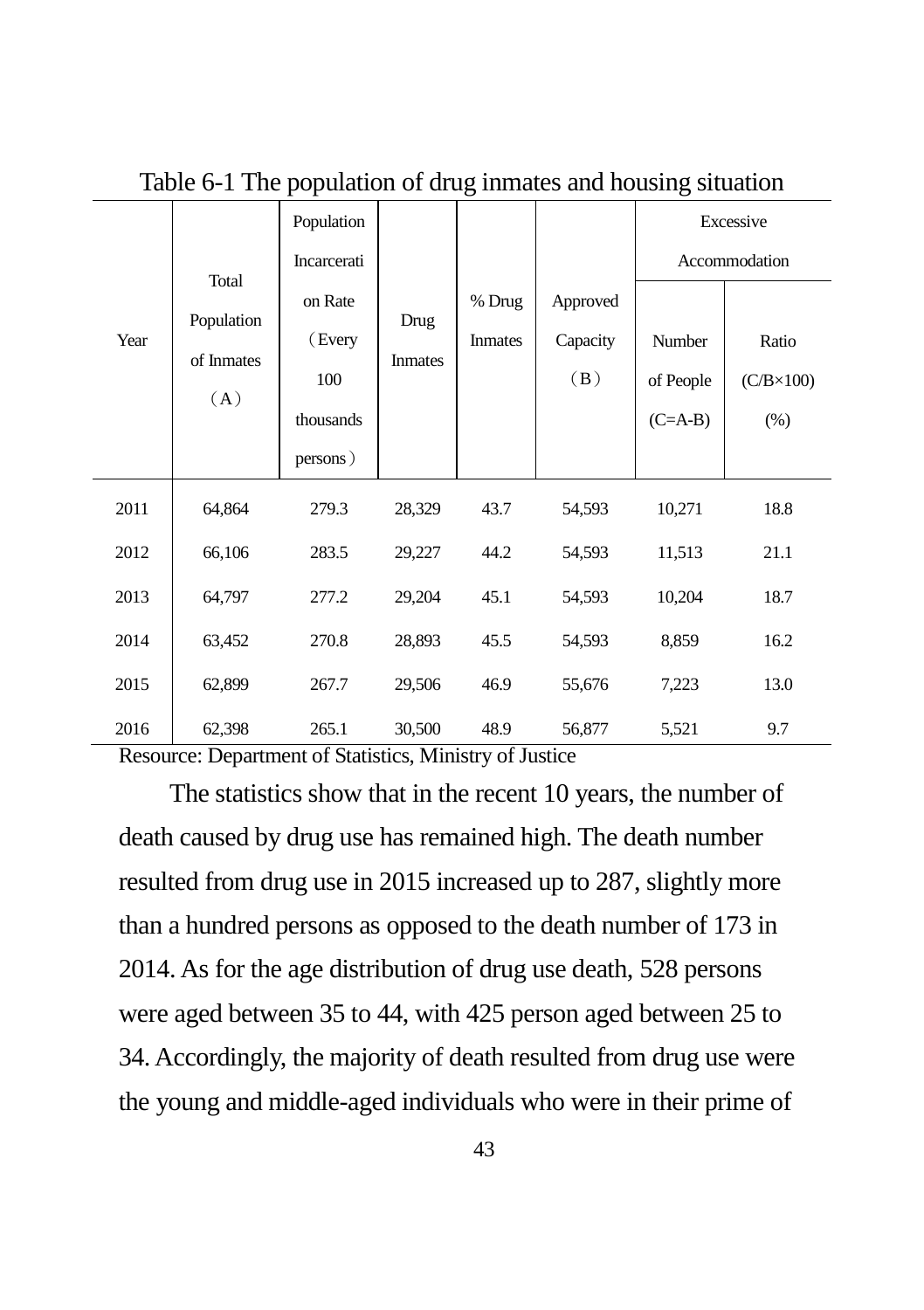Table 6-1 The population of drug inmates and housing situation

| Year | Total Population of Inmates (A) | Population Incarceration Rate (Every 100 thousands persons) | Drug Inmates | % Drug Inmates | Approved Capacity (B) | Excessive Accommodation | |
|---|---|---|---|---|---|---|---|
| | | | | | | Number of People (C=A-B) | Ratio (C/B×100) (%) |
| 2011 | 64,864 | 279.3 | 28,329 | 43.7 | 54,593 | 10,271 | 18.8 |
| 2012 | 66,106 | 283.5 | 29,227 | 44.2 | 54,593 | 11,513 | 21.1 |
| 2013 | 64,797 | 277.2 | 29,204 | 45.1 | 54,593 | 10,204 | 18.7 |
| 2014 | 63,452 | 270.8 | 28,893 | 45.5 | 54,593 | 8,859 | 16.2 |
| 2015 | 62,899 | 267.7 | 29,506 | 46.9 | 55,676 | 7,223 | 13.0 |
| 2016 | 62,398 | 265.1 | 30,500 | 48.9 | 56,877 | 5,521 | 9.7 |

Resource: Department of Statistics, Ministry of Justice

The statistics show that in the recent 10 years, the number of death caused by drug use has remained high. The death number resulted from drug use in 2015 increased up to 287, slightly more than a hundred persons as opposed to the death number of 173 in 2014. As for the age distribution of drug use death, 528 persons were aged between 35 to 44, with 425 person aged between 25 to 34. Accordingly, the majority of death resulted from drug use were the young and middle-aged individuals who were in their prime of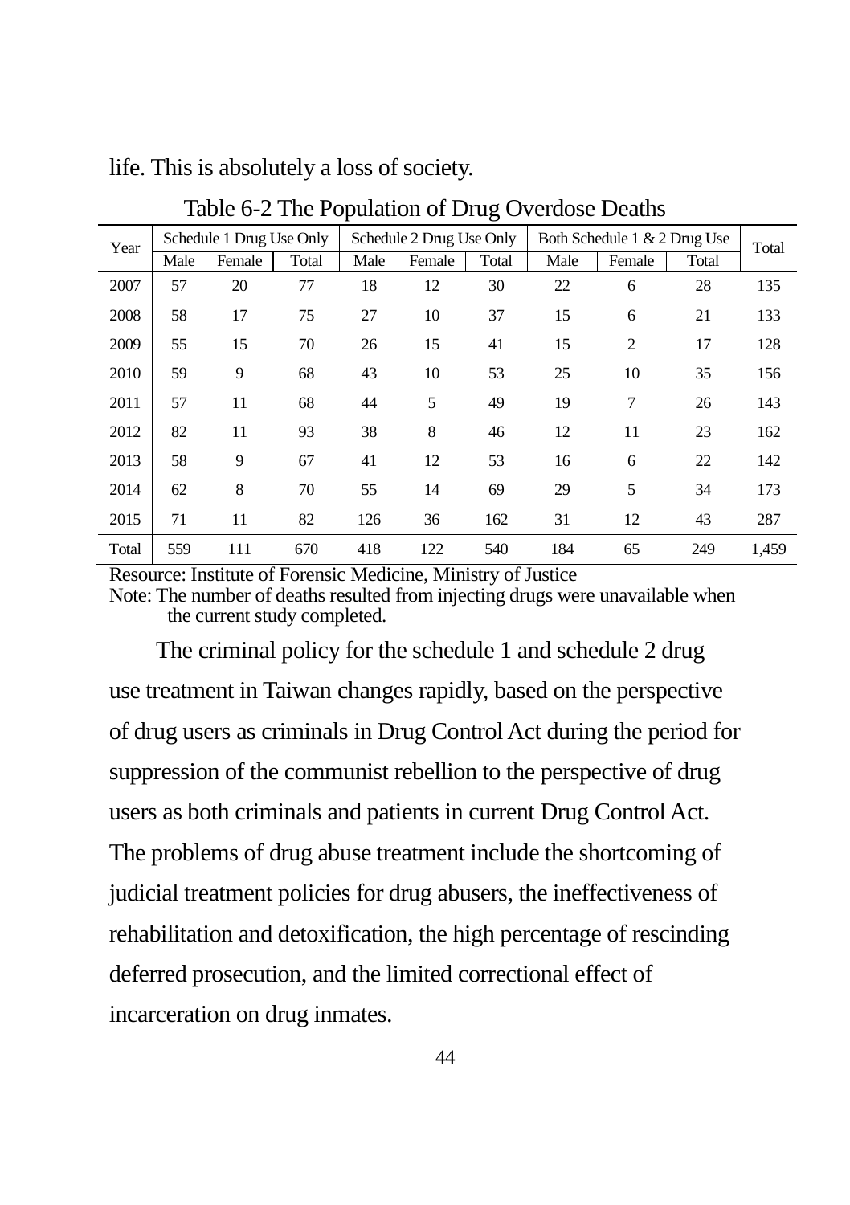life. This is absolutely a loss of society.

Table 6-2 The Population of Drug Overdose Deaths

| Year | Schedule 1 Drug Use Only | | | Schedule 2 Drug Use Only | | | Both Schedule 1 & 2 Drug Use | | | Total |
|---|---|---|---|---|---|---|---|---|---|---|
| | Male | Female | Total | Male | Female | Total | Male | Female | Total | |
| 2007 | 57 | 20 | 77 | 18 | 12 | 30 | 22 | 6 | 28 | 135 |
| 2008 | 58 | 17 | 75 | 27 | 10 | 37 | 15 | 6 | 21 | 133 |
| 2009 | 55 | 15 | 70 | 26 | 15 | 41 | 15 | 2 | 17 | 128 |
| 2010 | 59 | 9 | 68 | 43 | 10 | 53 | 25 | 10 | 35 | 156 |
| 2011 | 57 | 11 | 68 | 44 | 5 | 49 | 19 | 7 | 26 | 143 |
| 2012 | 82 | 11 | 93 | 38 | 8 | 46 | 12 | 11 | 23 | 162 |
| 2013 | 58 | 9 | 67 | 41 | 12 | 53 | 16 | 6 | 22 | 142 |
| 2014 | 62 | 8 | 70 | 55 | 14 | 69 | 29 | 5 | 34 | 173 |
| 2015 | 71 | 11 | 82 | 126 | 36 | 162 | 31 | 12 | 43 | 287 |
| Total | 559 | 111 | 670 | 418 | 122 | 540 | 184 | 65 | 249 | 1,459 |

Resource: Institute of Forensic Medicine, Ministry of Justice

Note: The number of deaths resulted from injecting drugs were unavailable when the current study completed.

The criminal policy for the schedule 1 and schedule 2 drug use treatment in Taiwan changes rapidly, based on the perspective of drug users as criminals in Drug Control Act during the period for suppression of the communist rebellion to the perspective of drug users as both criminals and patients in current Drug Control Act. The problems of drug abuse treatment include the shortcoming of judicial treatment policies for drug abusers, the ineffectiveness of rehabilitation and detoxification, the high percentage of rescinding deferred prosecution, and the limited correctional effect of incarceration on drug inmates.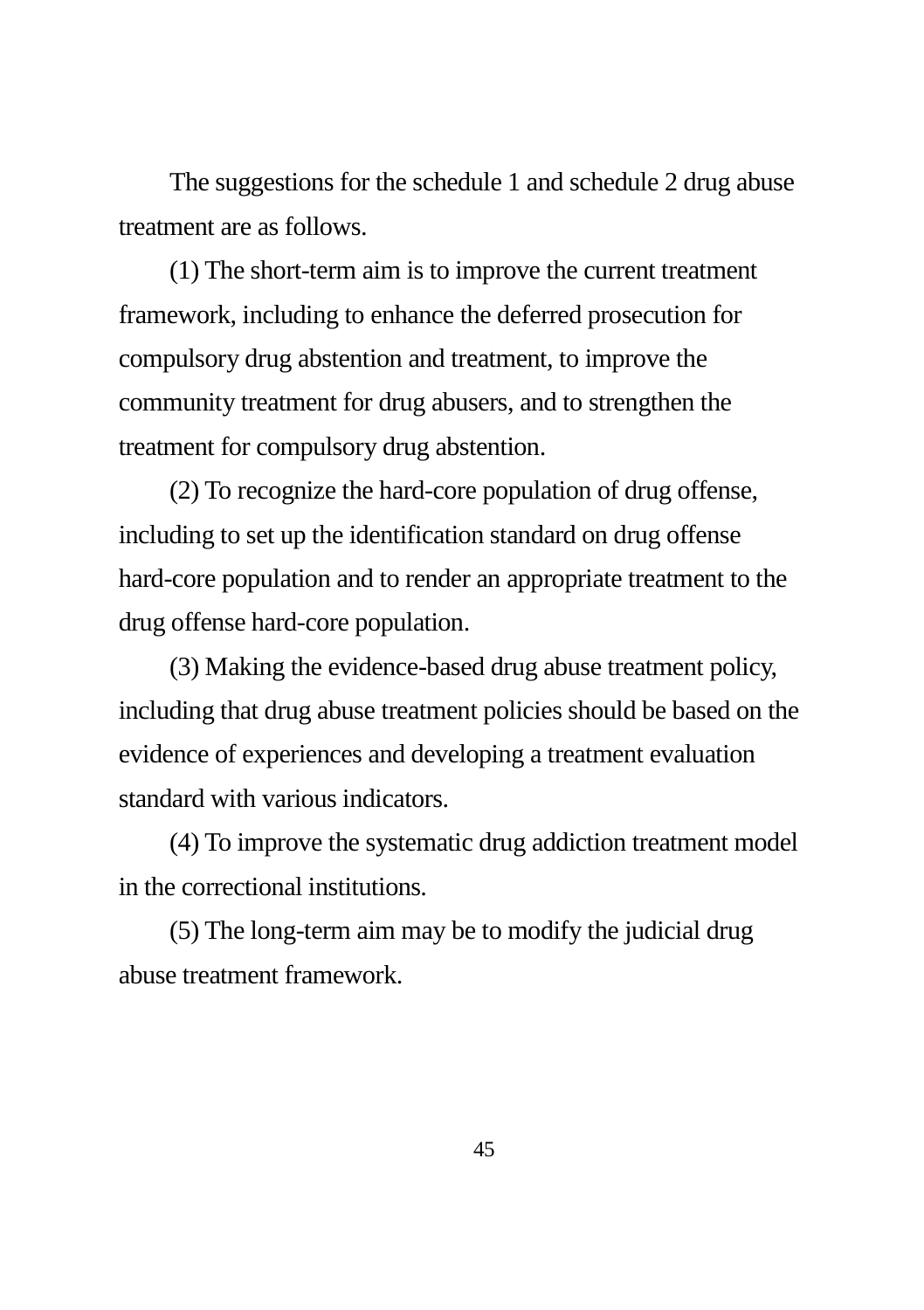The suggestions for the schedule 1 and schedule 2 drug abuse treatment are as follows.

(1) The short-term aim is to improve the current treatment framework, including to enhance the deferred prosecution for compulsory drug abstention and treatment, to improve the community treatment for drug abusers, and to strengthen the treatment for compulsory drug abstention.

(2) To recognize the hard-core population of drug offense, including to set up the identification standard on drug offense hard-core population and to render an appropriate treatment to the drug offense hard-core population.

(3) Making the evidence-based drug abuse treatment policy, including that drug abuse treatment policies should be based on the evidence of experiences and developing a treatment evaluation standard with various indicators.

(4) To improve the systematic drug addiction treatment model in the correctional institutions.

(5) The long-term aim may be to modify the judicial drug abuse treatment framework.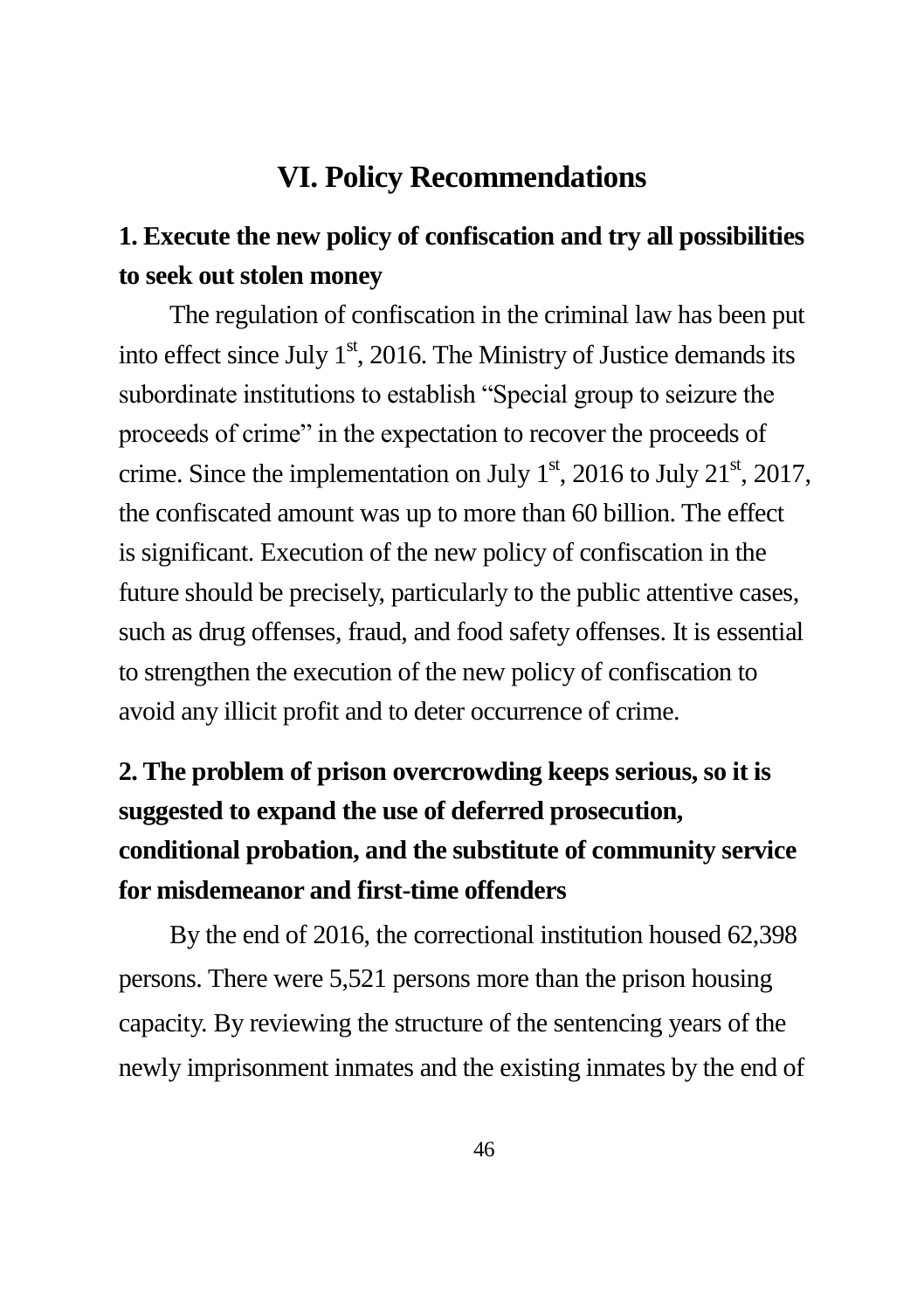# VI. Policy Recommendations

## 1. Execute the new policy of confiscation and try all possibilities to seek out stolen money

The regulation of confiscation in the criminal law has been put into effect since July 1$^{st}$, 2016. The Ministry of Justice demands its subordinate institutions to establish "Special group to seizure the proceeds of crime" in the expectation to recover the proceeds of crime. Since the implementation on July 1$^{st}$, 2016 to July 21$^{st}$, 2017, the confiscated amount was up to more than 60 billion. The effect is significant. Execution of the new policy of confiscation in the future should be precisely, particularly to the public attentive cases, such as drug offenses, fraud, and food safety offenses. It is essential to strengthen the execution of the new policy of confiscation to avoid any illicit profit and to deter occurrence of crime.

## 2. The problem of prison overcrowding keeps serious, so it is suggested to expand the use of deferred prosecution, conditional probation, and the substitute of community service for misdemeanor and first-time offenders

By the end of 2016, the correctional institution housed 62,398 persons. There were 5,521 persons more than the prison housing capacity. By reviewing the structure of the sentencing years of the newly imprisonment inmates and the existing inmates by the end of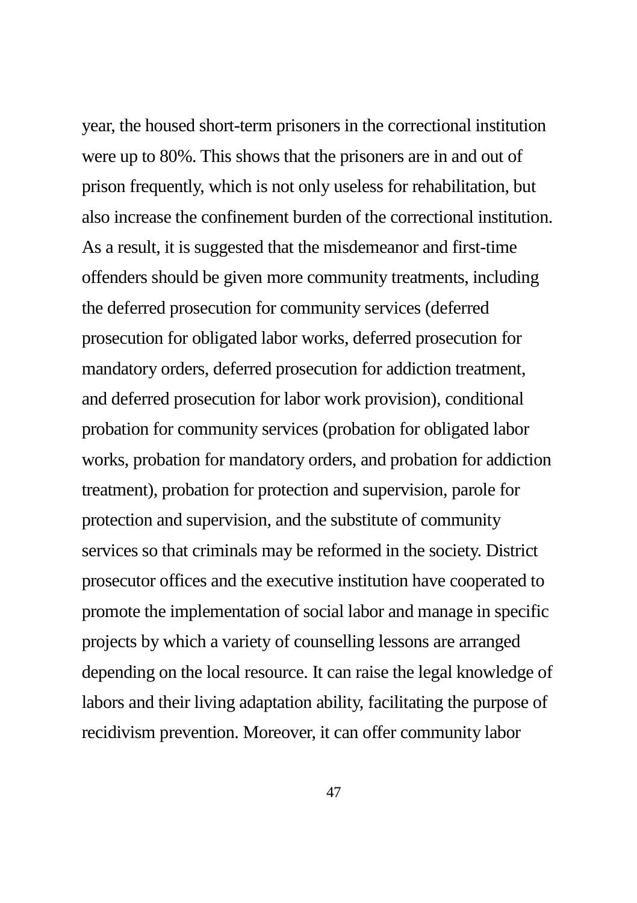year, the housed short-term prisoners in the correctional institution were up to 80%. This shows that the prisoners are in and out of prison frequently, which is not only useless for rehabilitation, but also increase the confinement burden of the correctional institution. As a result, it is suggested that the misdemeanor and first-time offenders should be given more community treatments, including the deferred prosecution for community services (deferred prosecution for obligated labor works, deferred prosecution for mandatory orders, deferred prosecution for addiction treatment, and deferred prosecution for labor work provision), conditional probation for community services (probation for obligated labor works, probation for mandatory orders, and probation for addiction treatment), probation for protection and supervision, parole for protection and supervision, and the substitute of community services so that criminals may be reformed in the society. District prosecutor offices and the executive institution have cooperated to promote the implementation of social labor and manage in specific projects by which a variety of counselling lessons are arranged depending on the local resource. It can raise the legal knowledge of labors and their living adaptation ability, facilitating the purpose of recidivism prevention. Moreover, it can offer community labor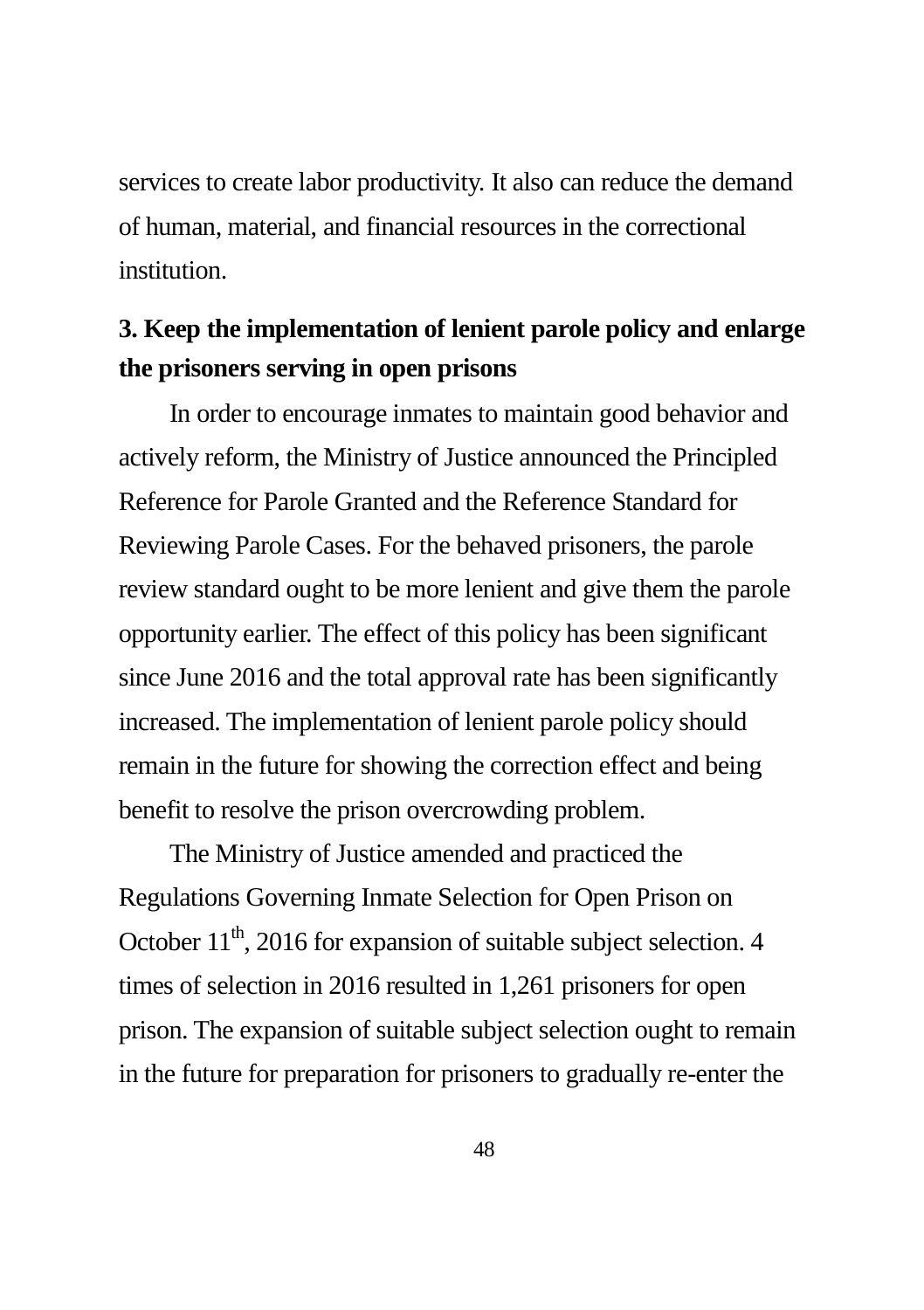services to create labor productivity. It also can reduce the demand of human, material, and financial resources in the correctional institution.

### 3. Keep the implementation of lenient parole policy and enlarge the prisoners serving in open prisons

In order to encourage inmates to maintain good behavior and actively reform, the Ministry of Justice announced the Principled Reference for Parole Granted and the Reference Standard for Reviewing Parole Cases. For the behaved prisoners, the parole review standard ought to be more lenient and give them the parole opportunity earlier. The effect of this policy has been significant since June 2016 and the total approval rate has been significantly increased. The implementation of lenient parole policy should remain in the future for showing the correction effect and being benefit to resolve the prison overcrowding problem.

The Ministry of Justice amended and practiced the Regulations Governing Inmate Selection for Open Prison on October 11th, 2016 for expansion of suitable subject selection. 4 times of selection in 2016 resulted in 1,261 prisoners for open prison. The expansion of suitable subject selection ought to remain in the future for preparation for prisoners to gradually re-enter the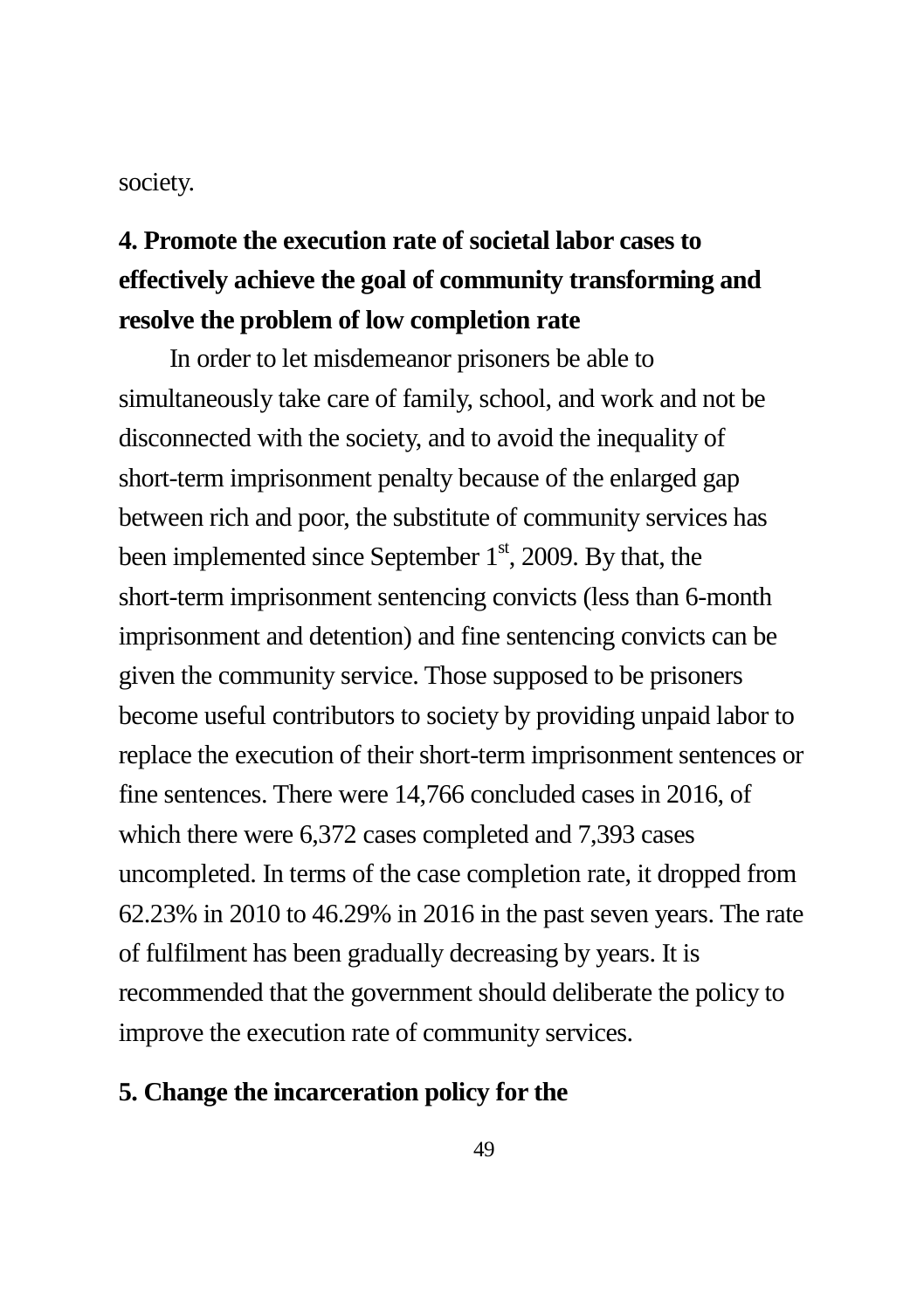society.

**4. Promote the execution rate of societal labor cases to effectively achieve the goal of community transforming and resolve the problem of low completion rate**

In order to let misdemeanor prisoners be able to simultaneously take care of family, school, and work and not be disconnected with the society, and to avoid the inequality of short-term imprisonment penalty because of the enlarged gap between rich and poor, the substitute of community services has been implemented since September 1st, 2009. By that, the short-term imprisonment sentencing convicts (less than 6-month imprisonment and detention) and fine sentencing convicts can be given the community service. Those supposed to be prisoners become useful contributors to society by providing unpaid labor to replace the execution of their short-term imprisonment sentences or fine sentences. There were 14,766 concluded cases in 2016, of which there were 6,372 cases completed and 7,393 cases uncompleted. In terms of the case completion rate, it dropped from 62.23% in 2010 to 46.29% in 2016 in the past seven years. The rate of fulfilment has been gradually decreasing by years. It is recommended that the government should deliberate the policy to improve the execution rate of community services.

**5. Change the incarceration policy for the**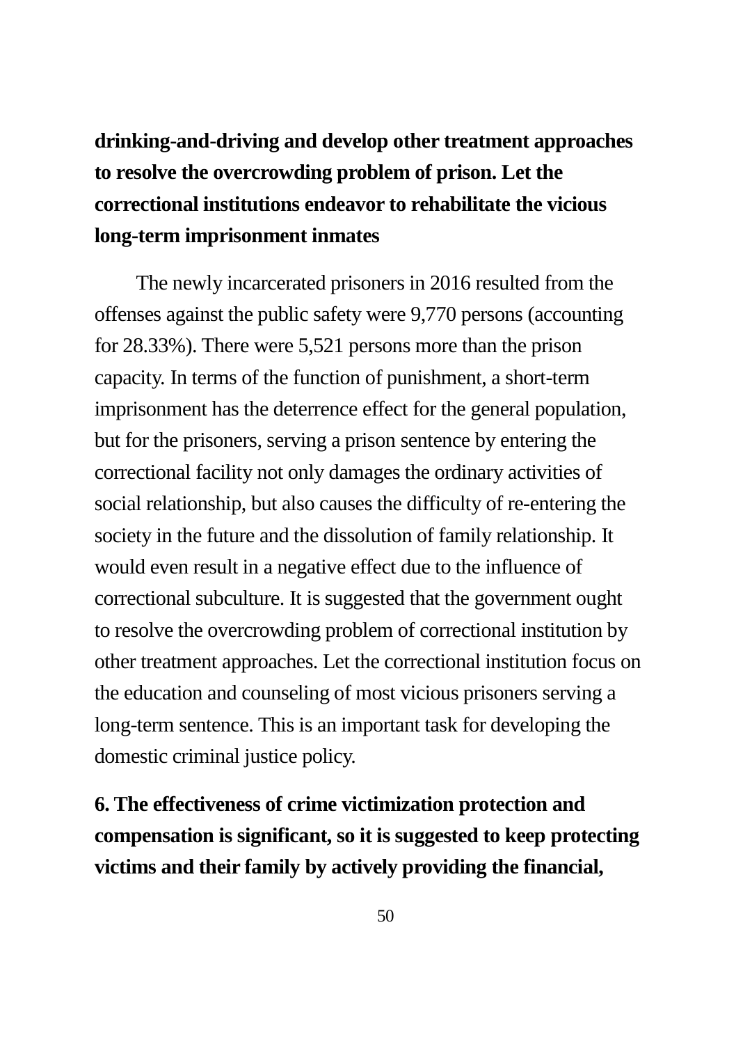**drinking-and-driving and develop other treatment approaches to resolve the overcrowding problem of prison. Let the correctional institutions endeavor to rehabilitate the vicious long-term imprisonment inmates**

The newly incarcerated prisoners in 2016 resulted from the offenses against the public safety were 9,770 persons (accounting for 28.33%). There were 5,521 persons more than the prison capacity. In terms of the function of punishment, a short-term imprisonment has the deterrence effect for the general population, but for the prisoners, serving a prison sentence by entering the correctional facility not only damages the ordinary activities of social relationship, but also causes the difficulty of re-entering the society in the future and the dissolution of family relationship. It would even result in a negative effect due to the influence of correctional subculture. It is suggested that the government ought to resolve the overcrowding problem of correctional institution by other treatment approaches. Let the correctional institution focus on the education and counseling of most vicious prisoners serving a long-term sentence. This is an important task for developing the domestic criminal justice policy.

**6. The effectiveness of crime victimization protection and compensation is significant, so it is suggested to keep protecting victims and their family by actively providing the financial,**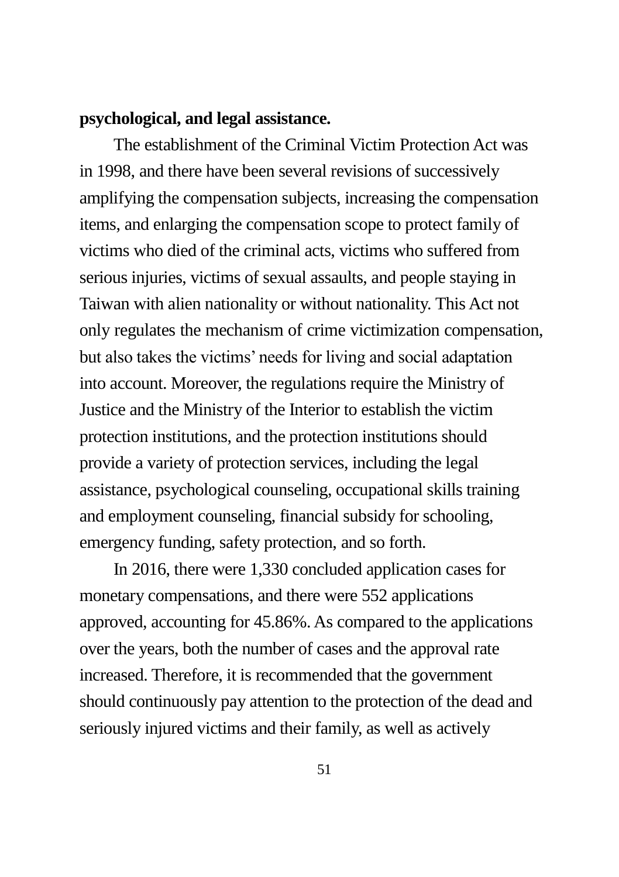**psychological, and legal assistance.**

The establishment of the Criminal Victim Protection Act was in 1998, and there have been several revisions of successively amplifying the compensation subjects, increasing the compensation items, and enlarging the compensation scope to protect family of victims who died of the criminal acts, victims who suffered from serious injuries, victims of sexual assaults, and people staying in Taiwan with alien nationality or without nationality. This Act not only regulates the mechanism of crime victimization compensation, but also takes the victims' needs for living and social adaptation into account. Moreover, the regulations require the Ministry of Justice and the Ministry of the Interior to establish the victim protection institutions, and the protection institutions should provide a variety of protection services, including the legal assistance, psychological counseling, occupational skills training and employment counseling, financial subsidy for schooling, emergency funding, safety protection, and so forth.

In 2016, there were 1,330 concluded application cases for monetary compensations, and there were 552 applications approved, accounting for 45.86%. As compared to the applications over the years, both the number of cases and the approval rate increased. Therefore, it is recommended that the government should continuously pay attention to the protection of the dead and seriously injured victims and their family, as well as actively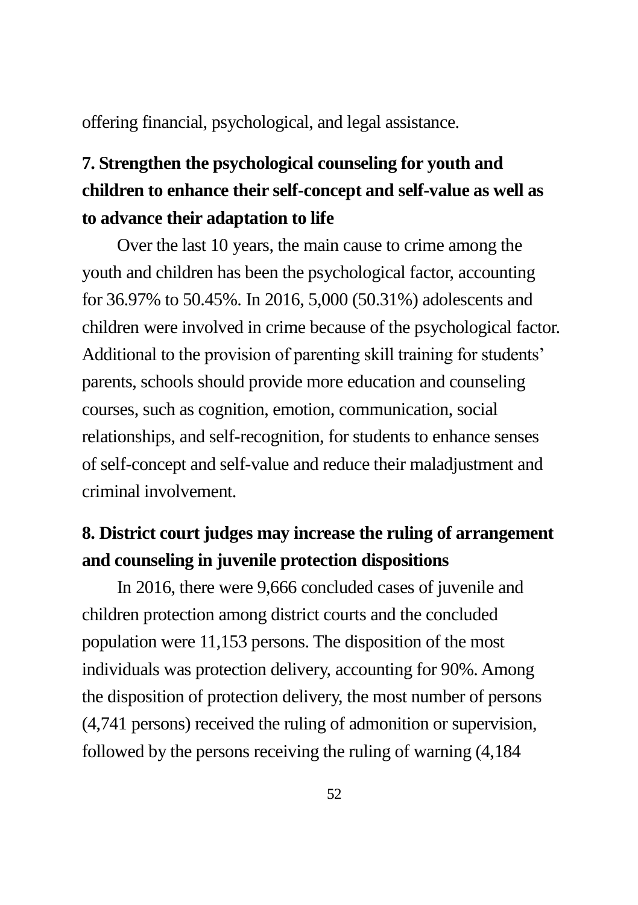offering financial, psychological, and legal assistance.

### 7. Strengthen the psychological counseling for youth and children to enhance their self-concept and self-value as well as to advance their adaptation to life

Over the last 10 years, the main cause to crime among the youth and children has been the psychological factor, accounting for 36.97% to 50.45%. In 2016, 5,000 (50.31%) adolescents and children were involved in crime because of the psychological factor. Additional to the provision of parenting skill training for students' parents, schools should provide more education and counseling courses, such as cognition, emotion, communication, social relationships, and self-recognition, for students to enhance senses of self-concept and self-value and reduce their maladjustment and criminal involvement.

### 8. District court judges may increase the ruling of arrangement and counseling in juvenile protection dispositions

In 2016, there were 9,666 concluded cases of juvenile and children protection among district courts and the concluded population were 11,153 persons. The disposition of the most individuals was protection delivery, accounting for 90%. Among the disposition of protection delivery, the most number of persons (4,741 persons) received the ruling of admonition or supervision, followed by the persons receiving the ruling of warning (4,184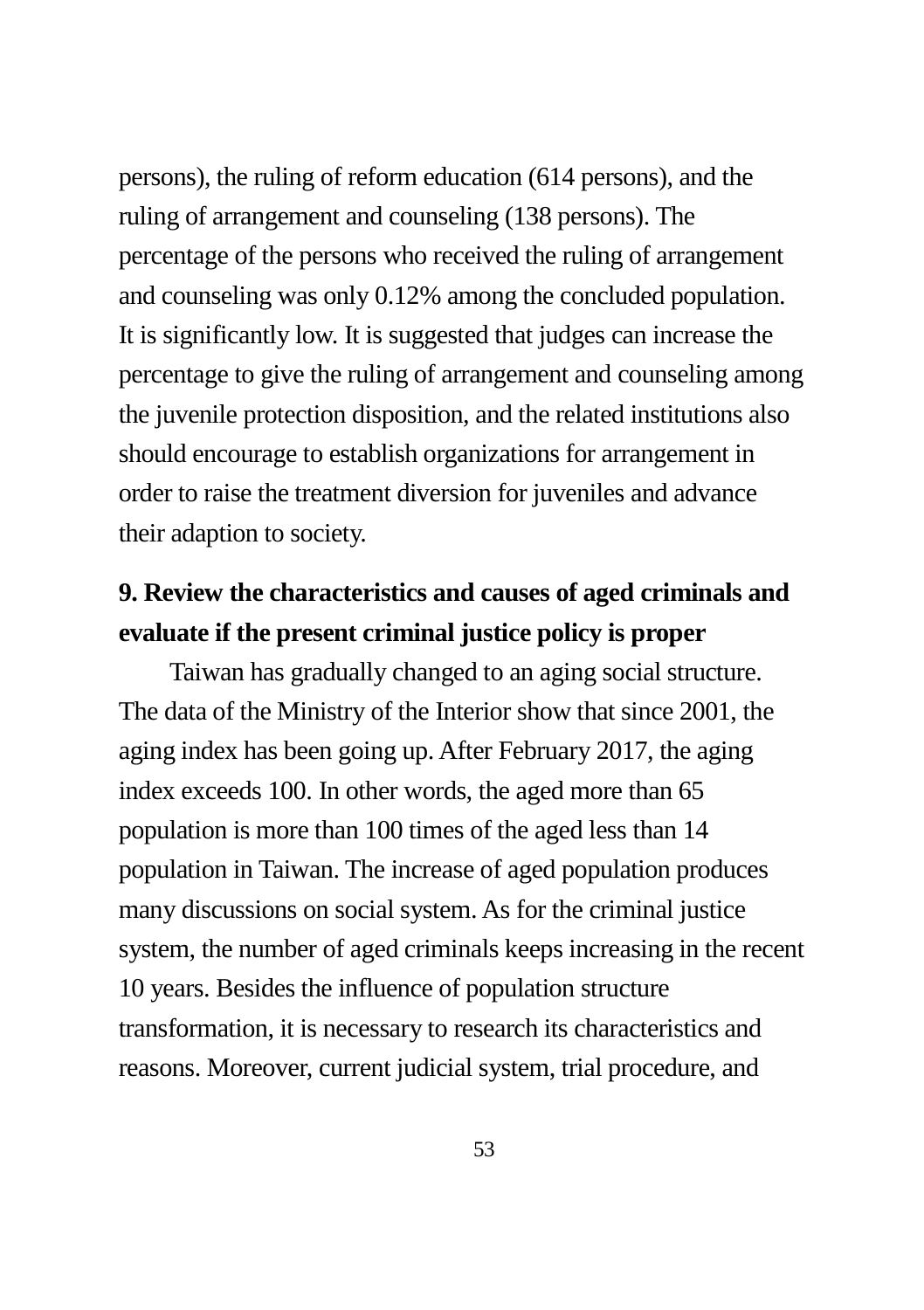persons), the ruling of reform education (614 persons), and the ruling of arrangement and counseling (138 persons). The percentage of the persons who received the ruling of arrangement and counseling was only 0.12% among the concluded population. It is significantly low. It is suggested that judges can increase the percentage to give the ruling of arrangement and counseling among the juvenile protection disposition, and the related institutions also should encourage to establish organizations for arrangement in order to raise the treatment diversion for juveniles and advance their adaption to society.

**9. Review the characteristics and causes of aged criminals and evaluate if the present criminal justice policy is proper**

Taiwan has gradually changed to an aging social structure. The data of the Ministry of the Interior show that since 2001, the aging index has been going up. After February 2017, the aging index exceeds 100. In other words, the aged more than 65 population is more than 100 times of the aged less than 14 population in Taiwan. The increase of aged population produces many discussions on social system. As for the criminal justice system, the number of aged criminals keeps increasing in the recent 10 years. Besides the influence of population structure transformation, it is necessary to research its characteristics and reasons. Moreover, current judicial system, trial procedure, and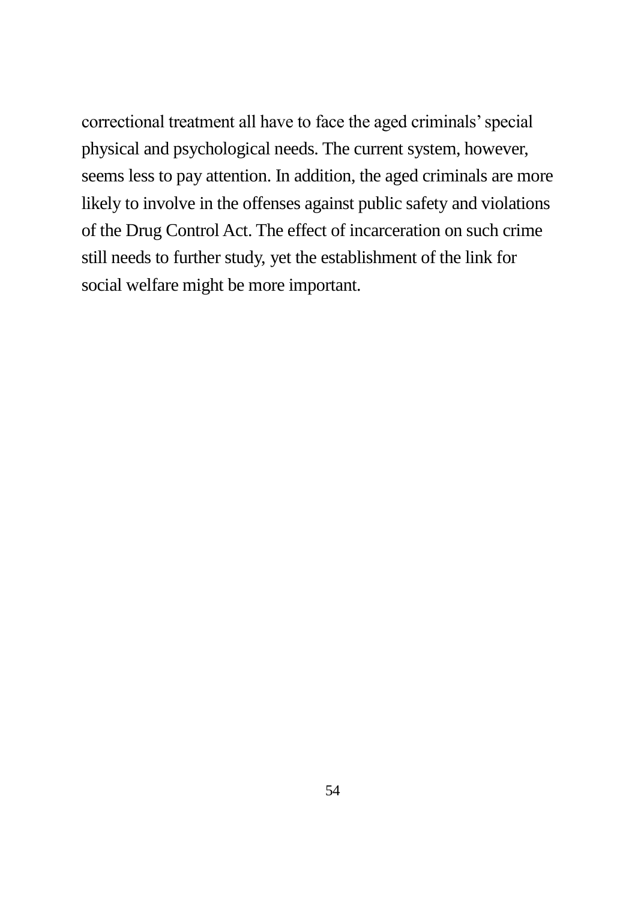correctional treatment all have to face the aged criminals' special physical and psychological needs. The current system, however, seems less to pay attention. In addition, the aged criminals are more likely to involve in the offenses against public safety and violations of the Drug Control Act. The effect of incarceration on such crime still needs to further study, yet the establishment of the link for social welfare might be more important.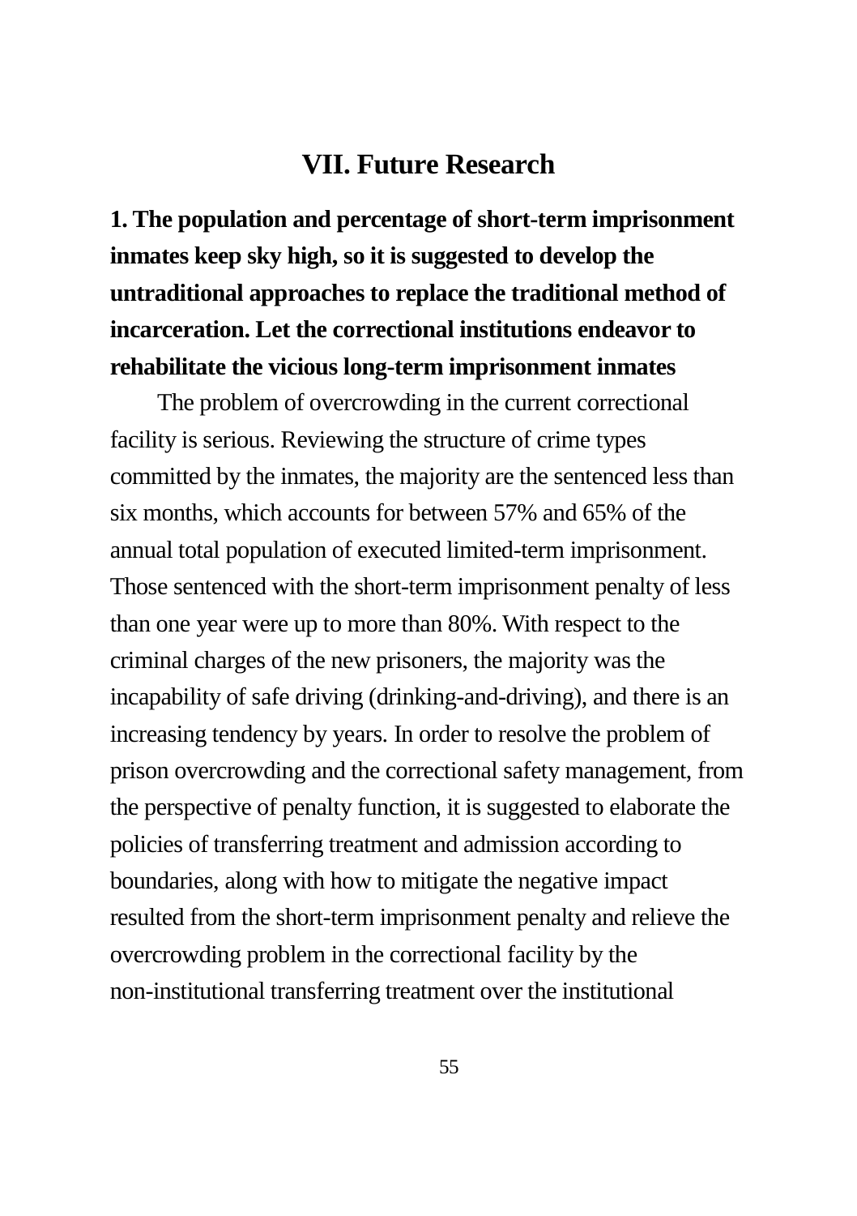# VII. Future Research

**1. The population and percentage of short-term imprisonment inmates keep sky high, so it is suggested to develop the untraditional approaches to replace the traditional method of incarceration. Let the correctional institutions endeavor to rehabilitate the vicious long-term imprisonment inmates**

The problem of overcrowding in the current correctional facility is serious. Reviewing the structure of crime types committed by the inmates, the majority are the sentenced less than six months, which accounts for between 57% and 65% of the annual total population of executed limited-term imprisonment. Those sentenced with the short-term imprisonment penalty of less than one year were up to more than 80%. With respect to the criminal charges of the new prisoners, the majority was the incapability of safe driving (drinking-and-driving), and there is an increasing tendency by years. In order to resolve the problem of prison overcrowding and the correctional safety management, from the perspective of penalty function, it is suggested to elaborate the policies of transferring treatment and admission according to boundaries, along with how to mitigate the negative impact resulted from the short-term imprisonment penalty and relieve the overcrowding problem in the correctional facility by the non-institutional transferring treatment over the institutional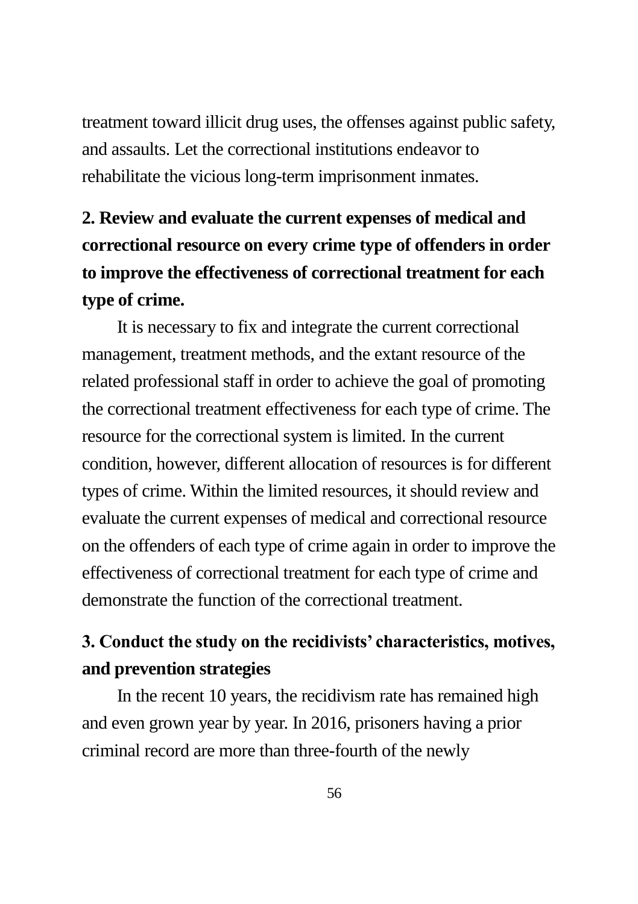treatment toward illicit drug uses, the offenses against public safety, and assaults. Let the correctional institutions endeavor to rehabilitate the vicious long-term imprisonment inmates.

**2. Review and evaluate the current expenses of medical and correctional resource on every crime type of offenders in order to improve the effectiveness of correctional treatment for each type of crime.**

It is necessary to fix and integrate the current correctional management, treatment methods, and the extant resource of the related professional staff in order to achieve the goal of promoting the correctional treatment effectiveness for each type of crime. The resource for the correctional system is limited. In the current condition, however, different allocation of resources is for different types of crime. Within the limited resources, it should review and evaluate the current expenses of medical and correctional resource on the offenders of each type of crime again in order to improve the effectiveness of correctional treatment for each type of crime and demonstrate the function of the correctional treatment.

**3. Conduct the study on the recidivists' characteristics, motives, and prevention strategies**

In the recent 10 years, the recidivism rate has remained high and even grown year by year. In 2016, prisoners having a prior criminal record are more than three-fourth of the newly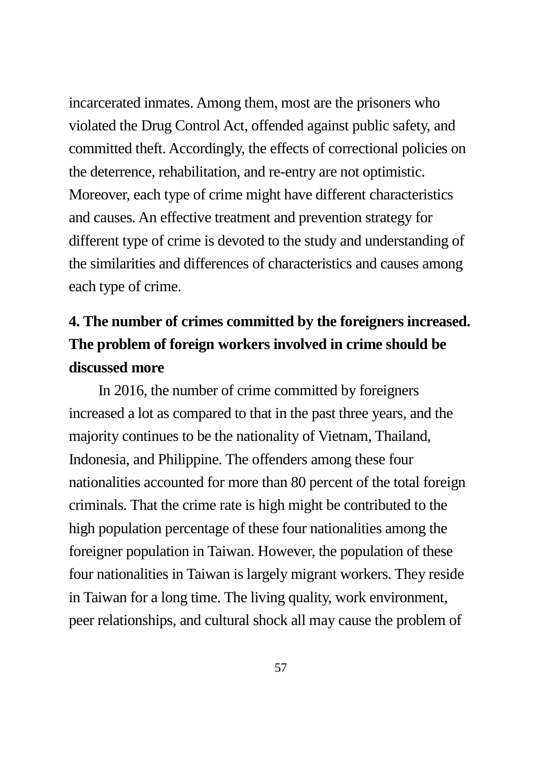incarcerated inmates. Among them, most are the prisoners who violated the Drug Control Act, offended against public safety, and committed theft. Accordingly, the effects of correctional policies on the deterrence, rehabilitation, and re-entry are not optimistic. Moreover, each type of crime might have different characteristics and causes. An effective treatment and prevention strategy for different type of crime is devoted to the study and understanding of the similarities and differences of characteristics and causes among each type of crime.

### 4. The number of crimes committed by the foreigners increased. The problem of foreign workers involved in crime should be discussed more

In 2016, the number of crime committed by foreigners increased a lot as compared to that in the past three years, and the majority continues to be the nationality of Vietnam, Thailand, Indonesia, and Philippine. The offenders among these four nationalities accounted for more than 80 percent of the total foreign criminals. That the crime rate is high might be contributed to the high population percentage of these four nationalities among the foreigner population in Taiwan. However, the population of these four nationalities in Taiwan is largely migrant workers. They reside in Taiwan for a long time. The living quality, work environment, peer relationships, and cultural shock all may cause the problem of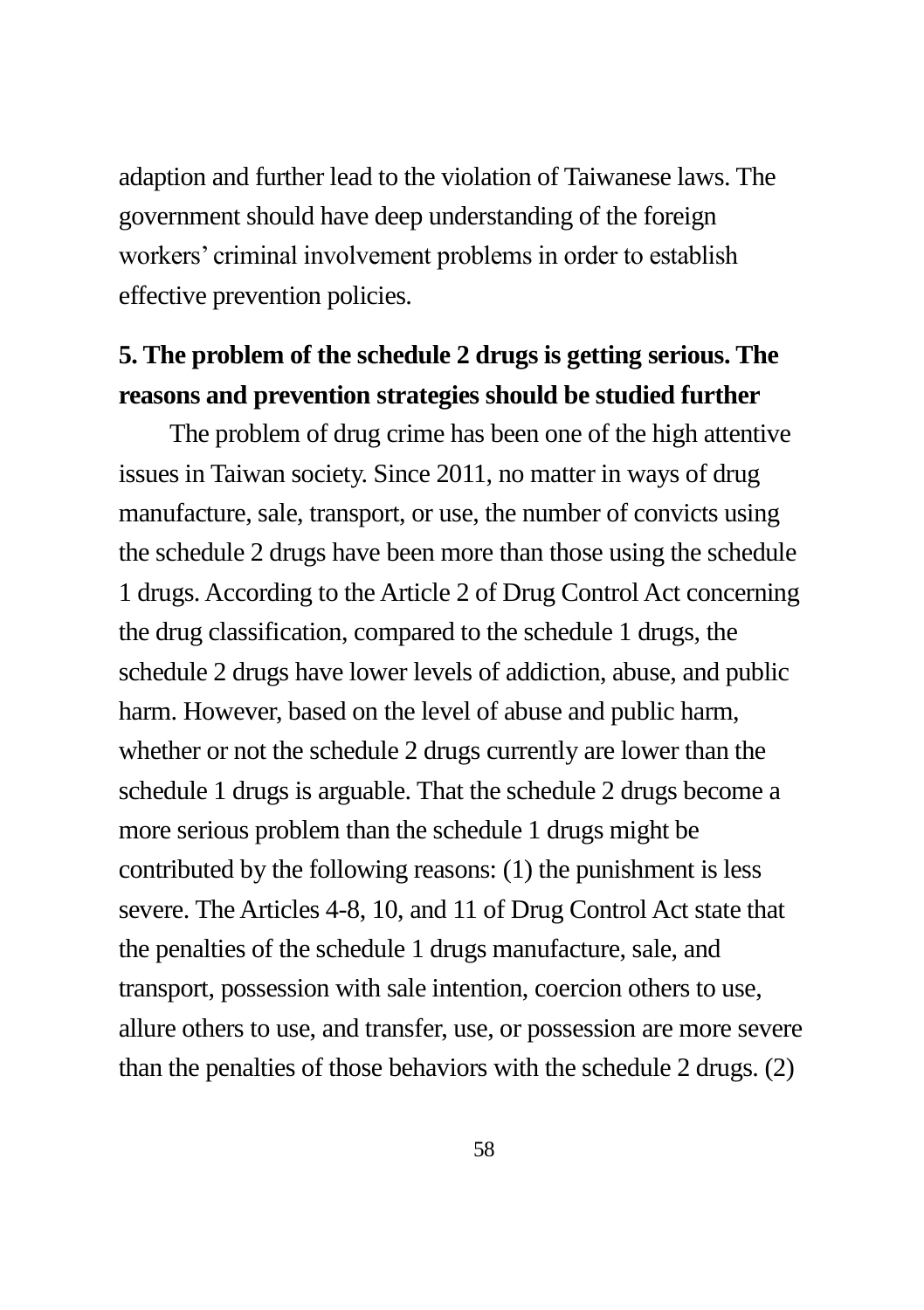adaption and further lead to the violation of Taiwanese laws. The government should have deep understanding of the foreign workers' criminal involvement problems in order to establish effective prevention policies.

**5. The problem of the schedule 2 drugs is getting serious. The reasons and prevention strategies should be studied further**

The problem of drug crime has been one of the high attentive issues in Taiwan society. Since 2011, no matter in ways of drug manufacture, sale, transport, or use, the number of convicts using the schedule 2 drugs have been more than those using the schedule 1 drugs. According to the Article 2 of Drug Control Act concerning the drug classification, compared to the schedule 1 drugs, the schedule 2 drugs have lower levels of addiction, abuse, and public harm. However, based on the level of abuse and public harm, whether or not the schedule 2 drugs currently are lower than the schedule 1 drugs is arguable. That the schedule 2 drugs become a more serious problem than the schedule 1 drugs might be contributed by the following reasons: (1) the punishment is less severe. The Articles 4-8, 10, and 11 of Drug Control Act state that the penalties of the schedule 1 drugs manufacture, sale, and transport, possession with sale intention, coercion others to use, allure others to use, and transfer, use, or possession are more severe than the penalties of those behaviors with the schedule 2 drugs. (2)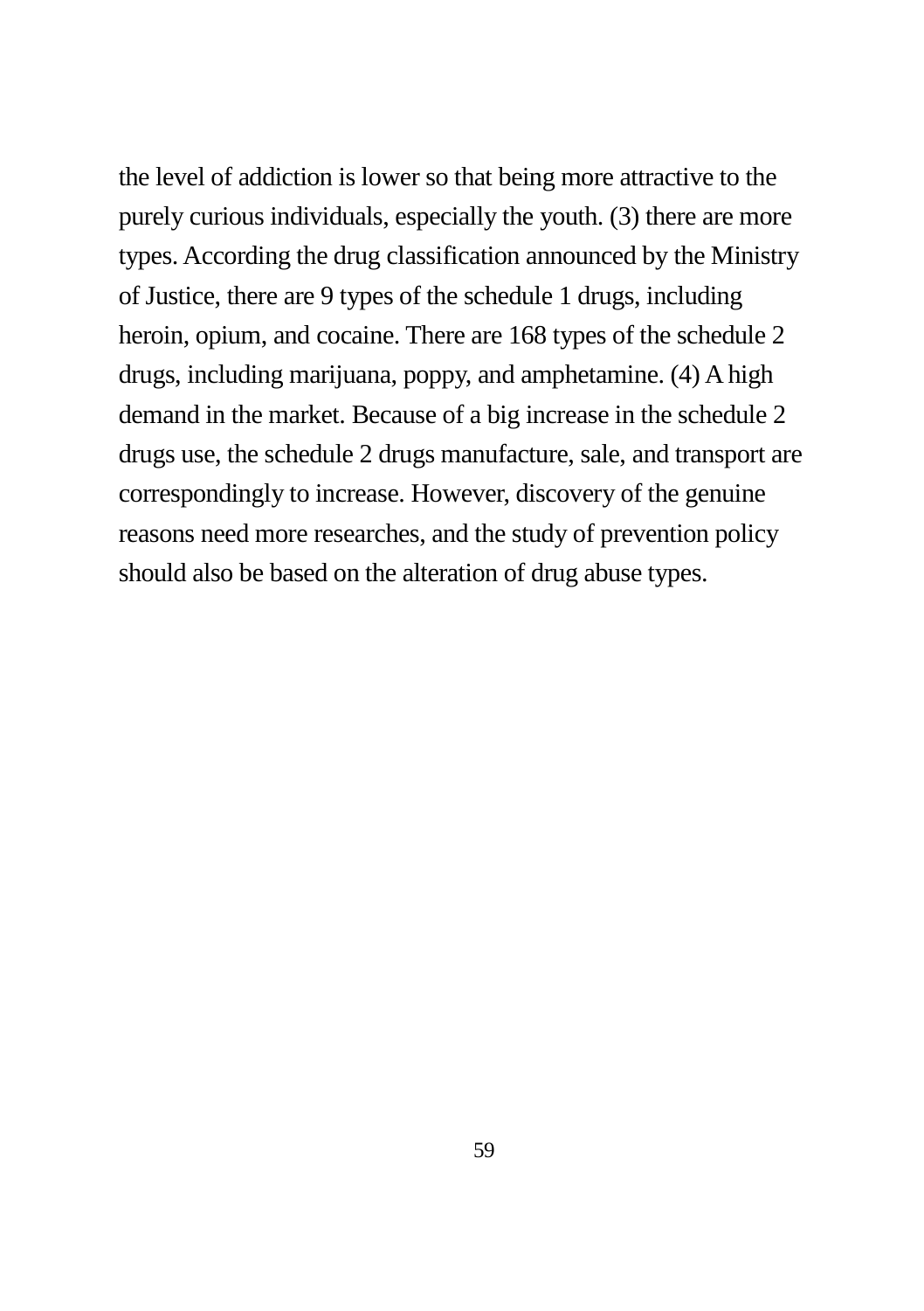the level of addiction is lower so that being more attractive to the purely curious individuals, especially the youth. (3) there are more types. According the drug classification announced by the Ministry of Justice, there are 9 types of the schedule 1 drugs, including heroin, opium, and cocaine. There are 168 types of the schedule 2 drugs, including marijuana, poppy, and amphetamine. (4) A high demand in the market. Because of a big increase in the schedule 2 drugs use, the schedule 2 drugs manufacture, sale, and transport are correspondingly to increase. However, discovery of the genuine reasons need more researches, and the study of prevention policy should also be based on the alteration of drug abuse types.